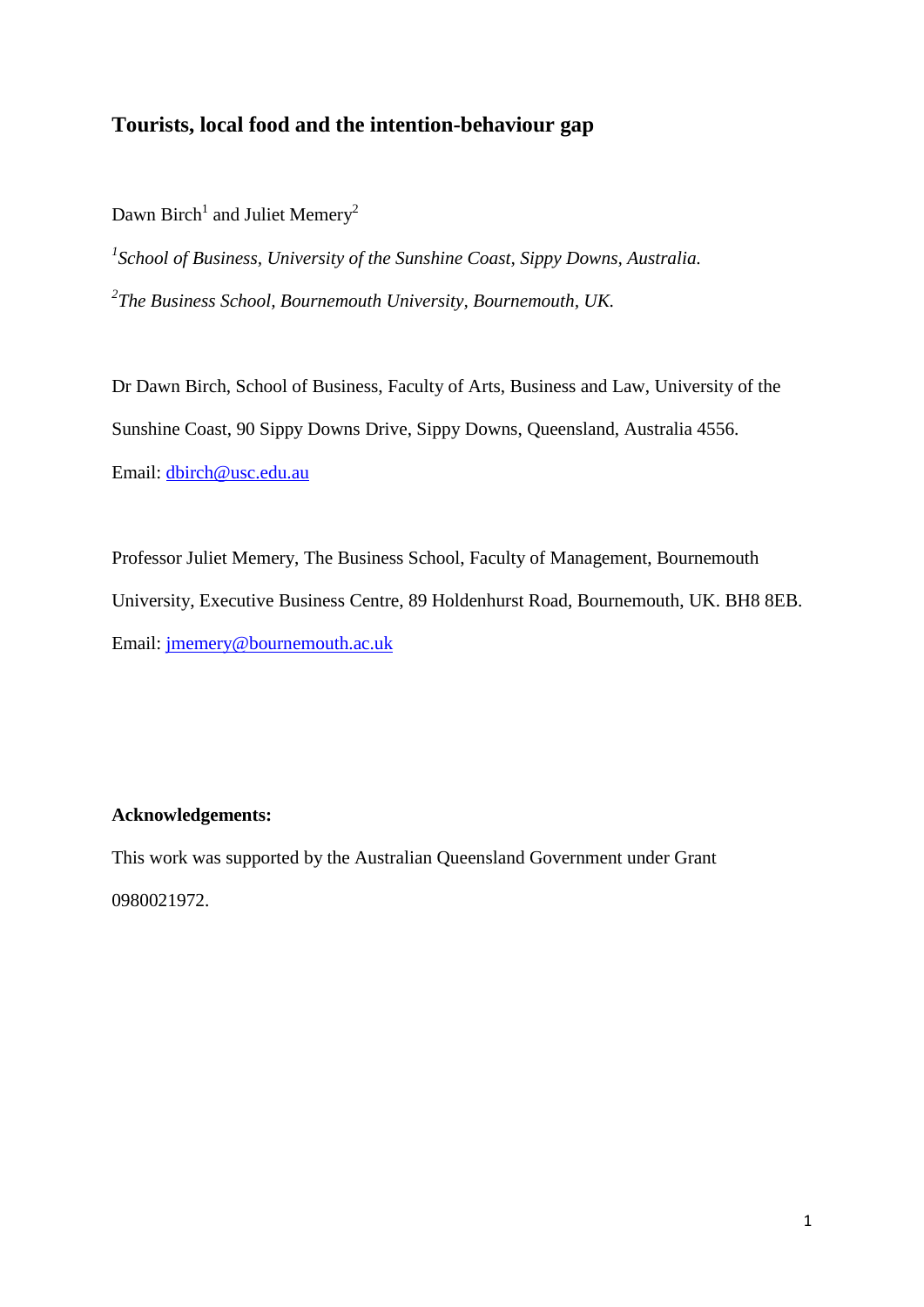# Tourists, local food and the intention-behaviour gap

Dawn Birch[1] and Juliet Memery[2]

*[1]School of Business, University of the Sunshine Coast, Sippy Downs, Australia.*

*[2]The Business School, Bournemouth University, Bournemouth, UK.*

Dr Dawn Birch, School of Business, Faculty of Arts, Business and Law, University of the Sunshine Coast, 90 Sippy Downs Drive, Sippy Downs, Queensland, Australia 4556.
Email: dbirch@usc.edu.au

Professor Juliet Memery, The Business School, Faculty of Management, Bournemouth University, Executive Business Centre, 89 Holdenhurst Road, Bournemouth, UK. BH8 8EB.
Email: jmemery@bournemouth.ac.uk

**Acknowledgements:**

This work was supported by the Australian Queensland Government under Grant 0980021972.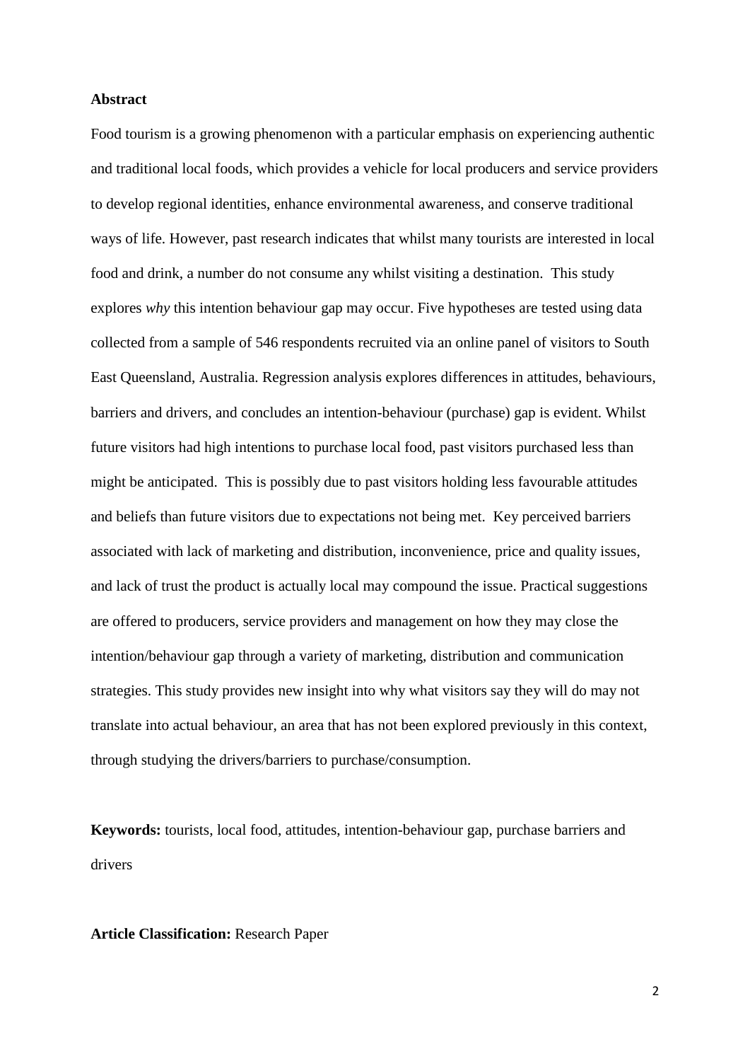**Abstract**

Food tourism is a growing phenomenon with a particular emphasis on experiencing authentic and traditional local foods, which provides a vehicle for local producers and service providers to develop regional identities, enhance environmental awareness, and conserve traditional ways of life. However, past research indicates that whilst many tourists are interested in local food and drink, a number do not consume any whilst visiting a destination. This study explores *why* this intention behaviour gap may occur. Five hypotheses are tested using data collected from a sample of 546 respondents recruited via an online panel of visitors to South East Queensland, Australia. Regression analysis explores differences in attitudes, behaviours, barriers and drivers, and concludes an intention-behaviour (purchase) gap is evident. Whilst future visitors had high intentions to purchase local food, past visitors purchased less than might be anticipated. This is possibly due to past visitors holding less favourable attitudes and beliefs than future visitors due to expectations not being met. Key perceived barriers associated with lack of marketing and distribution, inconvenience, price and quality issues, and lack of trust the product is actually local may compound the issue. Practical suggestions are offered to producers, service providers and management on how they may close the intention/behaviour gap through a variety of marketing, distribution and communication strategies. This study provides new insight into why what visitors say they will do may not translate into actual behaviour, an area that has not been explored previously in this context, through studying the drivers/barriers to purchase/consumption.

**Keywords:** tourists, local food, attitudes, intention-behaviour gap, purchase barriers and drivers

**Article Classification:** Research Paper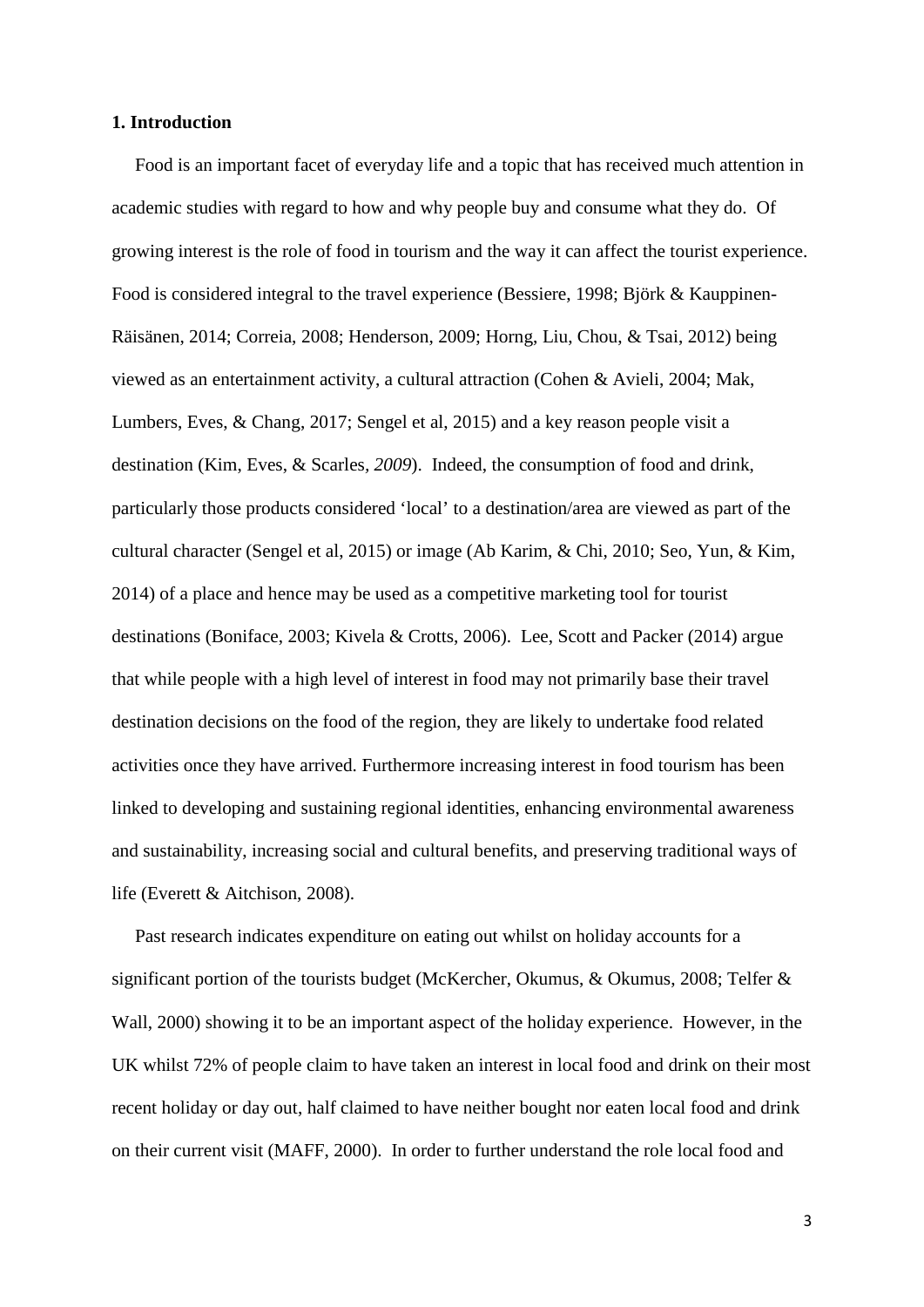**1. Introduction**

Food is an important facet of everyday life and a topic that has received much attention in academic studies with regard to how and why people buy and consume what they do. Of growing interest is the role of food in tourism and the way it can affect the tourist experience. Food is considered integral to the travel experience (Bessiere, 1998; Björk & Kauppinen-Räisänen, 2014; Correia, 2008; Henderson, 2009; Horng, Liu, Chou, & Tsai, 2012) being viewed as an entertainment activity, a cultural attraction (Cohen & Avieli, 2004; Mak, Lumbers, Eves, & Chang, 2017; Sengel et al, 2015) and a key reason people visit a destination (Kim, Eves, & Scarles, *2009*). Indeed, the consumption of food and drink, particularly those products considered 'local' to a destination/area are viewed as part of the cultural character (Sengel et al, 2015) or image (Ab Karim, & Chi, 2010; Seo, Yun, & Kim, 2014) of a place and hence may be used as a competitive marketing tool for tourist destinations (Boniface, 2003; Kivela & Crotts, 2006). Lee, Scott and Packer (2014) argue that while people with a high level of interest in food may not primarily base their travel destination decisions on the food of the region, they are likely to undertake food related activities once they have arrived. Furthermore increasing interest in food tourism has been linked to developing and sustaining regional identities, enhancing environmental awareness and sustainability, increasing social and cultural benefits, and preserving traditional ways of life (Everett & Aitchison, 2008).

Past research indicates expenditure on eating out whilst on holiday accounts for a significant portion of the tourists budget (McKercher, Okumus, & Okumus, 2008; Telfer & Wall, 2000) showing it to be an important aspect of the holiday experience. However, in the UK whilst 72% of people claim to have taken an interest in local food and drink on their most recent holiday or day out, half claimed to have neither bought nor eaten local food and drink on their current visit (MAFF, 2000). In order to further understand the role local food and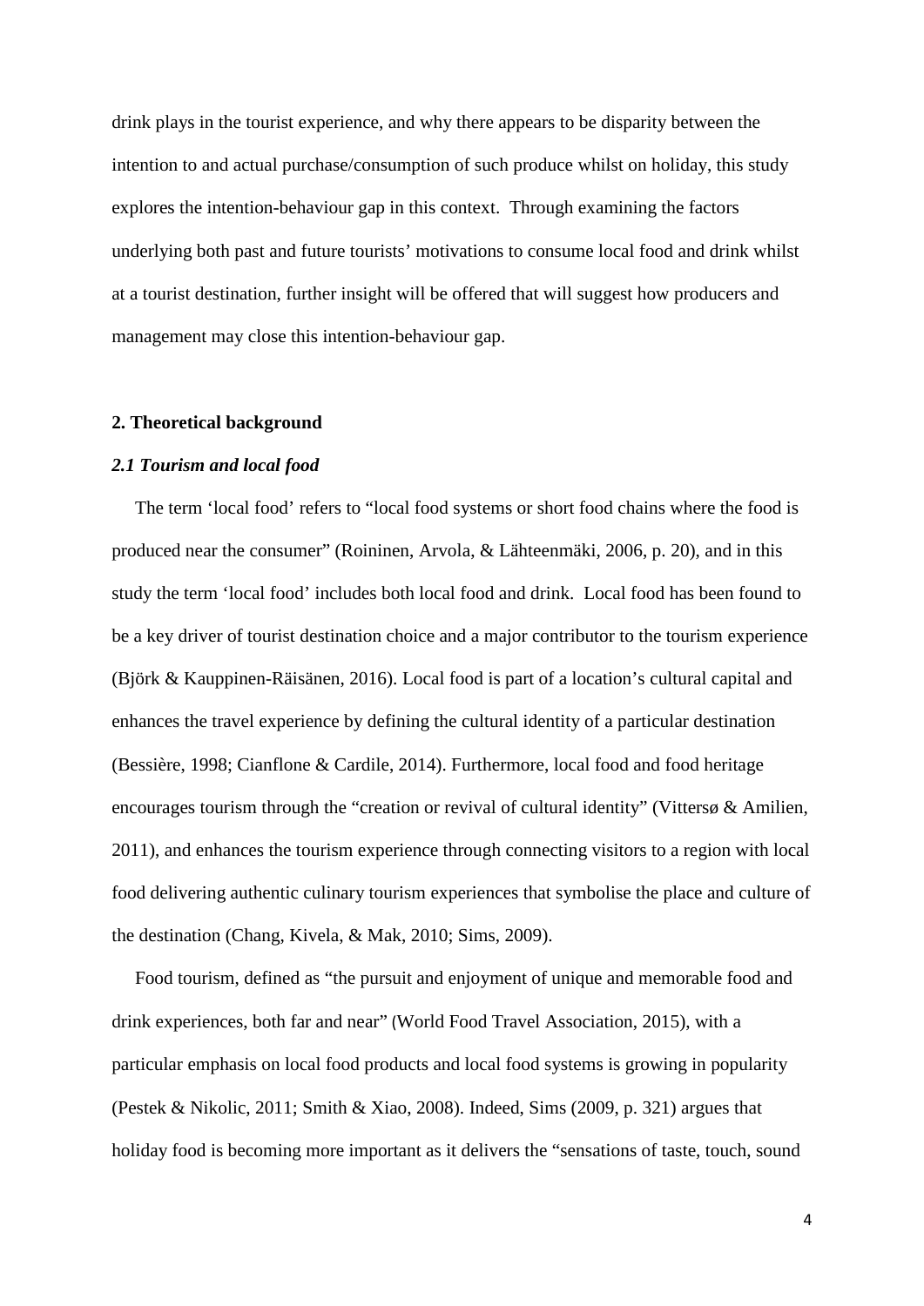drink plays in the tourist experience, and why there appears to be disparity between the intention to and actual purchase/consumption of such produce whilst on holiday, this study explores the intention-behaviour gap in this context. Through examining the factors underlying both past and future tourists' motivations to consume local food and drink whilst at a tourist destination, further insight will be offered that will suggest how producers and management may close this intention-behaviour gap.

## 2. Theoretical background

### *2.1 Tourism and local food*

The term 'local food' refers to "local food systems or short food chains where the food is produced near the consumer" (Roininen, Arvola, & Lähteenmäki, 2006, p. 20), and in this study the term 'local food' includes both local food and drink. Local food has been found to be a key driver of tourist destination choice and a major contributor to the tourism experience (Björk & Kauppinen-Räisänen, 2016). Local food is part of a location's cultural capital and enhances the travel experience by defining the cultural identity of a particular destination (Bessière, 1998; Cianflone & Cardile, 2014). Furthermore, local food and food heritage encourages tourism through the "creation or revival of cultural identity" (Vittersø & Amilien, 2011), and enhances the tourism experience through connecting visitors to a region with local food delivering authentic culinary tourism experiences that symbolise the place and culture of the destination (Chang, Kivela, & Mak, 2010; Sims, 2009).

Food tourism, defined as "the pursuit and enjoyment of unique and memorable food and drink experiences, both far and near" (World Food Travel Association, 2015), with a particular emphasis on local food products and local food systems is growing in popularity (Pestek & Nikolic, 2011; Smith & Xiao, 2008). Indeed, Sims (2009, p. 321) argues that holiday food is becoming more important as it delivers the "sensations of taste, touch, sound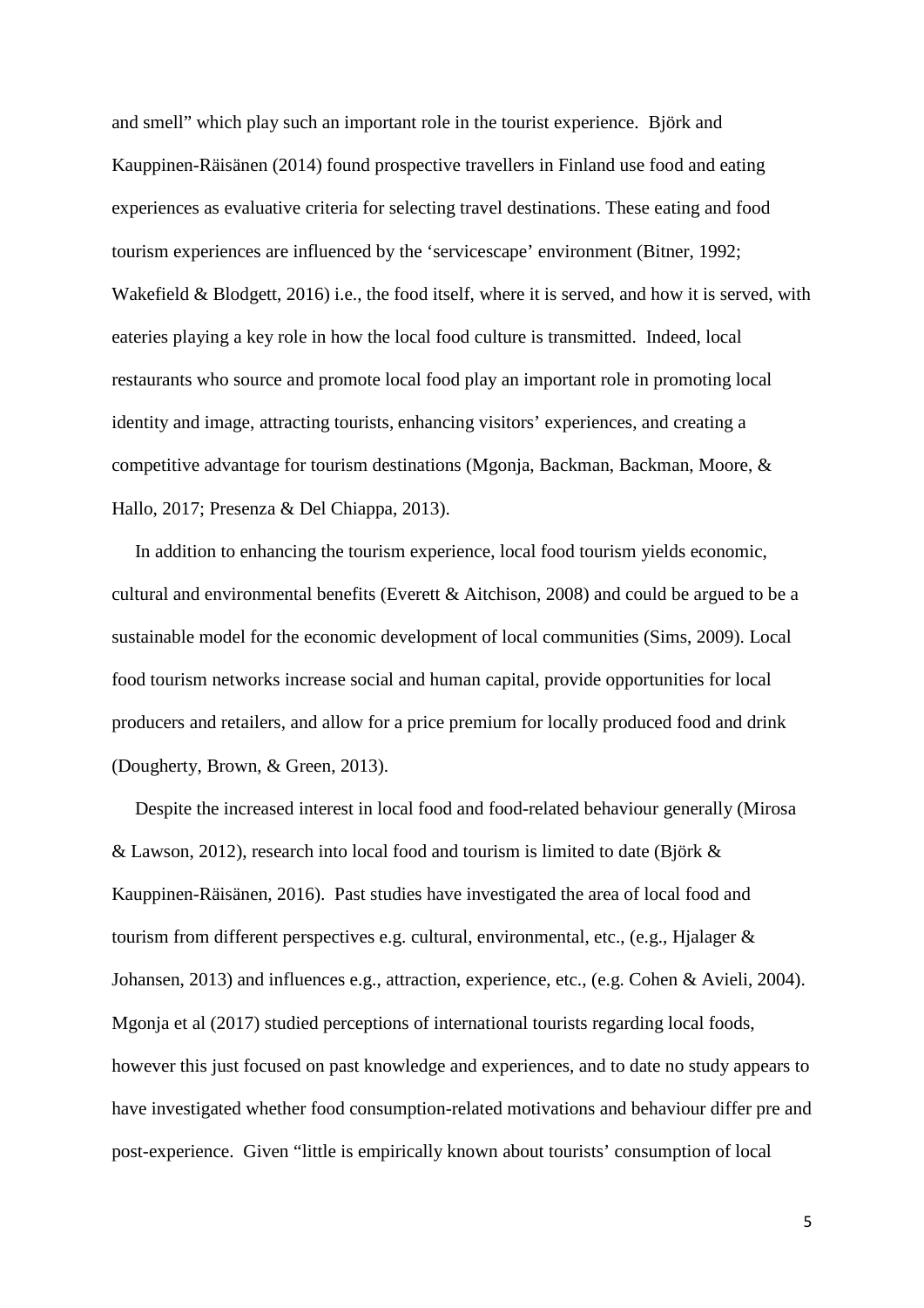and smell" which play such an important role in the tourist experience. Björk and Kauppinen-Räisänen (2014) found prospective travellers in Finland use food and eating experiences as evaluative criteria for selecting travel destinations. These eating and food tourism experiences are influenced by the 'servicescape' environment (Bitner, 1992; Wakefield & Blodgett, 2016) i.e., the food itself, where it is served, and how it is served, with eateries playing a key role in how the local food culture is transmitted. Indeed, local restaurants who source and promote local food play an important role in promoting local identity and image, attracting tourists, enhancing visitors' experiences, and creating a competitive advantage for tourism destinations (Mgonja, Backman, Backman, Moore, & Hallo, 2017; Presenza & Del Chiappa, 2013).

In addition to enhancing the tourism experience, local food tourism yields economic, cultural and environmental benefits (Everett & Aitchison, 2008) and could be argued to be a sustainable model for the economic development of local communities (Sims, 2009). Local food tourism networks increase social and human capital, provide opportunities for local producers and retailers, and allow for a price premium for locally produced food and drink (Dougherty, Brown, & Green, 2013).

Despite the increased interest in local food and food-related behaviour generally (Mirosa & Lawson, 2012), research into local food and tourism is limited to date (Björk & Kauppinen-Räisänen, 2016). Past studies have investigated the area of local food and tourism from different perspectives e.g. cultural, environmental, etc., (e.g., Hjalager & Johansen, 2013) and influences e.g., attraction, experience, etc., (e.g. Cohen & Avieli, 2004). Mgonja et al (2017) studied perceptions of international tourists regarding local foods, however this just focused on past knowledge and experiences, and to date no study appears to have investigated whether food consumption-related motivations and behaviour differ pre and post-experience. Given "little is empirically known about tourists' consumption of local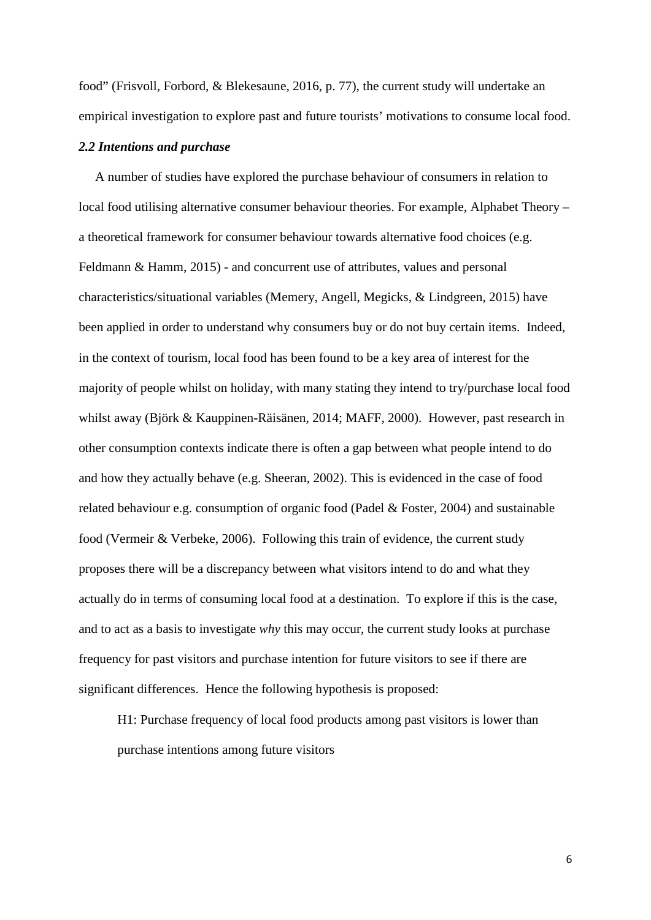food" (Frisvoll, Forbord, & Blekesaune, 2016, p. 77), the current study will undertake an empirical investigation to explore past and future tourists' motivations to consume local food.

### *2.2 Intentions and purchase*

A number of studies have explored the purchase behaviour of consumers in relation to local food utilising alternative consumer behaviour theories. For example, Alphabet Theory – a theoretical framework for consumer behaviour towards alternative food choices (e.g. Feldmann & Hamm, 2015) - and concurrent use of attributes, values and personal characteristics/situational variables (Memery, Angell, Megicks, & Lindgreen, 2015) have been applied in order to understand why consumers buy or do not buy certain items. Indeed, in the context of tourism, local food has been found to be a key area of interest for the majority of people whilst on holiday, with many stating they intend to try/purchase local food whilst away (Björk & Kauppinen-Räisänen, 2014; MAFF, 2000). However, past research in other consumption contexts indicate there is often a gap between what people intend to do and how they actually behave (e.g. Sheeran, 2002). This is evidenced in the case of food related behaviour e.g. consumption of organic food (Padel & Foster, 2004) and sustainable food (Vermeir & Verbeke, 2006). Following this train of evidence, the current study proposes there will be a discrepancy between what visitors intend to do and what they actually do in terms of consuming local food at a destination. To explore if this is the case, and to act as a basis to investigate *why* this may occur, the current study looks at purchase frequency for past visitors and purchase intention for future visitors to see if there are significant differences. Hence the following hypothesis is proposed:

> H1: Purchase frequency of local food products among past visitors is lower than purchase intentions among future visitors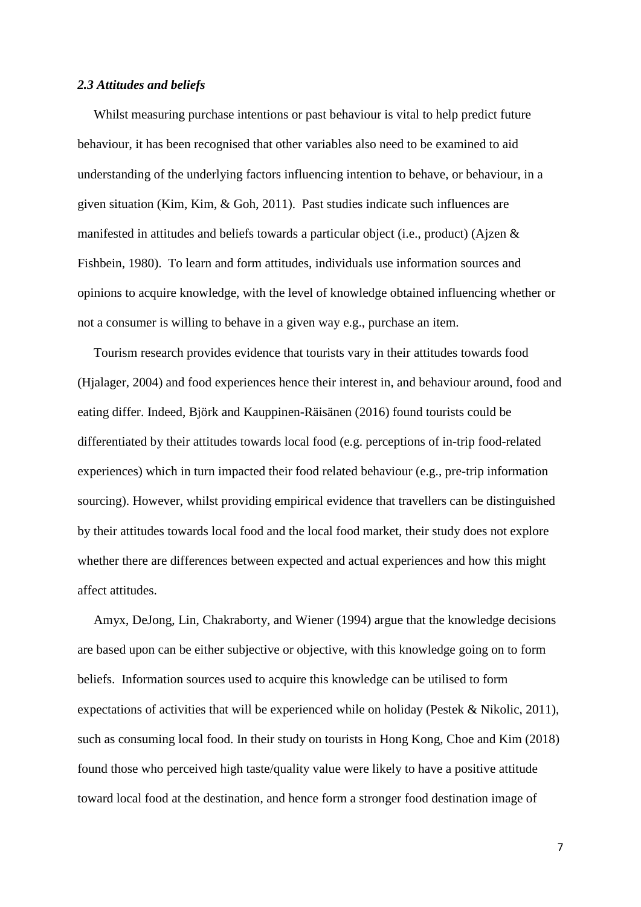### *2.3 Attitudes and beliefs*

Whilst measuring purchase intentions or past behaviour is vital to help predict future behaviour, it has been recognised that other variables also need to be examined to aid understanding of the underlying factors influencing intention to behave, or behaviour, in a given situation (Kim, Kim, & Goh, 2011). Past studies indicate such influences are manifested in attitudes and beliefs towards a particular object (i.e., product) (Ajzen & Fishbein, 1980). To learn and form attitudes, individuals use information sources and opinions to acquire knowledge, with the level of knowledge obtained influencing whether or not a consumer is willing to behave in a given way e.g., purchase an item.

Tourism research provides evidence that tourists vary in their attitudes towards food (Hjalager, 2004) and food experiences hence their interest in, and behaviour around, food and eating differ. Indeed, Björk and Kauppinen-Räisänen (2016) found tourists could be differentiated by their attitudes towards local food (e.g. perceptions of in-trip food-related experiences) which in turn impacted their food related behaviour (e.g., pre-trip information sourcing). However, whilst providing empirical evidence that travellers can be distinguished by their attitudes towards local food and the local food market, their study does not explore whether there are differences between expected and actual experiences and how this might affect attitudes.

Amyx, DeJong, Lin, Chakraborty, and Wiener (1994) argue that the knowledge decisions are based upon can be either subjective or objective, with this knowledge going on to form beliefs. Information sources used to acquire this knowledge can be utilised to form expectations of activities that will be experienced while on holiday (Pestek & Nikolic, 2011), such as consuming local food. In their study on tourists in Hong Kong, Choe and Kim (2018) found those who perceived high taste/quality value were likely to have a positive attitude toward local food at the destination, and hence form a stronger food destination image of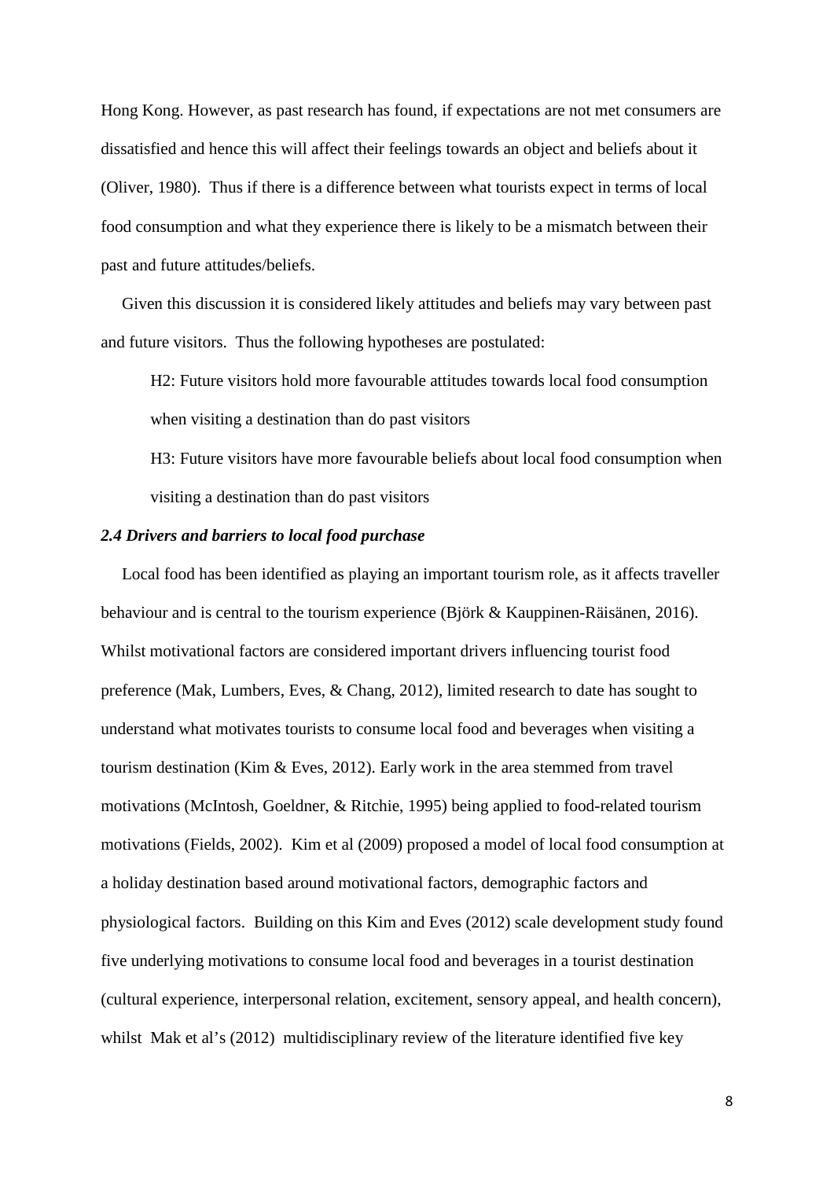Hong Kong. However, as past research has found, if expectations are not met consumers are dissatisfied and hence this will affect their feelings towards an object and beliefs about it (Oliver, 1980). Thus if there is a difference between what tourists expect in terms of local food consumption and what they experience there is likely to be a mismatch between their past and future attitudes/beliefs.

Given this discussion it is considered likely attitudes and beliefs may vary between past and future visitors. Thus the following hypotheses are postulated:

> H2: Future visitors hold more favourable attitudes towards local food consumption when visiting a destination than do past visitors
>
> H3: Future visitors have more favourable beliefs about local food consumption when visiting a destination than do past visitors

### *2.4 Drivers and barriers to local food purchase*

Local food has been identified as playing an important tourism role, as it affects traveller behaviour and is central to the tourism experience (Björk & Kauppinen-Räisänen, 2016). Whilst motivational factors are considered important drivers influencing tourist food preference (Mak, Lumbers, Eves, & Chang, 2012), limited research to date has sought to understand what motivates tourists to consume local food and beverages when visiting a tourism destination (Kim & Eves, 2012). Early work in the area stemmed from travel motivations (McIntosh, Goeldner, & Ritchie, 1995) being applied to food-related tourism motivations (Fields, 2002). Kim et al (2009) proposed a model of local food consumption at a holiday destination based around motivational factors, demographic factors and physiological factors. Building on this Kim and Eves (2012) scale development study found five underlying motivations to consume local food and beverages in a tourist destination (cultural experience, interpersonal relation, excitement, sensory appeal, and health concern), whilst Mak et al's (2012) multidisciplinary review of the literature identified five key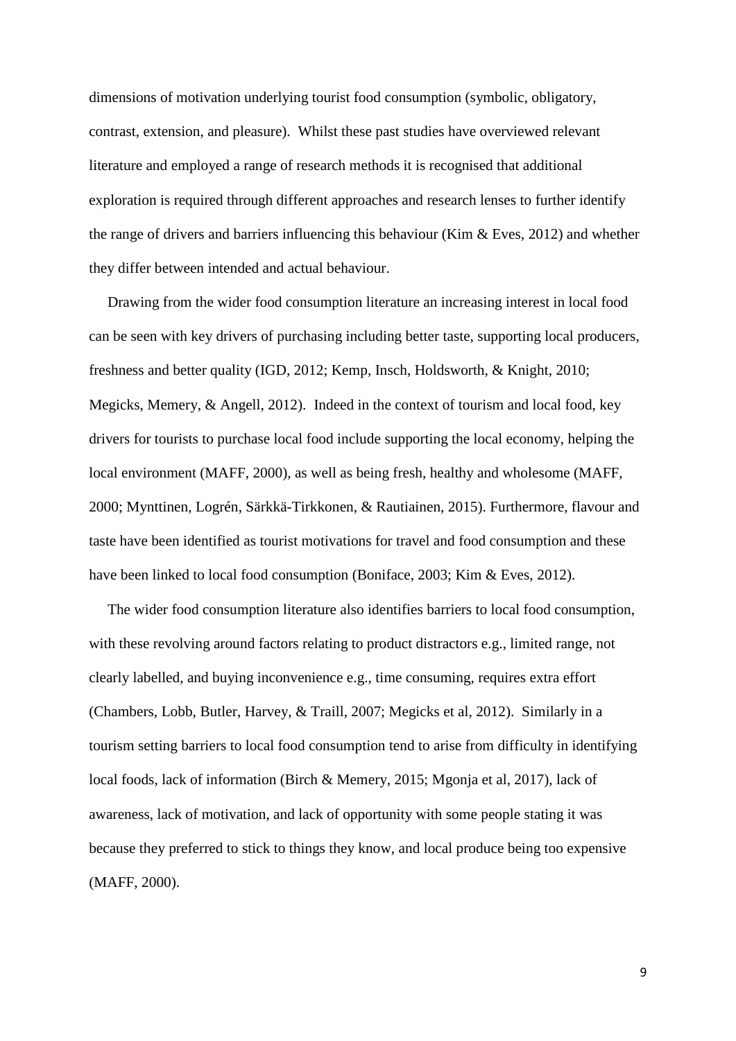dimensions of motivation underlying tourist food consumption (symbolic, obligatory, contrast, extension, and pleasure). Whilst these past studies have overviewed relevant literature and employed a range of research methods it is recognised that additional exploration is required through different approaches and research lenses to further identify the range of drivers and barriers influencing this behaviour (Kim & Eves, 2012) and whether they differ between intended and actual behaviour.

Drawing from the wider food consumption literature an increasing interest in local food can be seen with key drivers of purchasing including better taste, supporting local producers, freshness and better quality (IGD, 2012; Kemp, Insch, Holdsworth, & Knight, 2010; Megicks, Memery, & Angell, 2012). Indeed in the context of tourism and local food, key drivers for tourists to purchase local food include supporting the local economy, helping the local environment (MAFF, 2000), as well as being fresh, healthy and wholesome (MAFF, 2000; Mynttinen, Logrén, Särkkä-Tirkkonen, & Rautiainen, 2015). Furthermore, flavour and taste have been identified as tourist motivations for travel and food consumption and these have been linked to local food consumption (Boniface, 2003; Kim & Eves, 2012).

The wider food consumption literature also identifies barriers to local food consumption, with these revolving around factors relating to product distractors e.g., limited range, not clearly labelled, and buying inconvenience e.g., time consuming, requires extra effort (Chambers, Lobb, Butler, Harvey, & Traill, 2007; Megicks et al, 2012). Similarly in a tourism setting barriers to local food consumption tend to arise from difficulty in identifying local foods, lack of information (Birch & Memery, 2015; Mgonja et al, 2017), lack of awareness, lack of motivation, and lack of opportunity with some people stating it was because they preferred to stick to things they know, and local produce being too expensive (MAFF, 2000).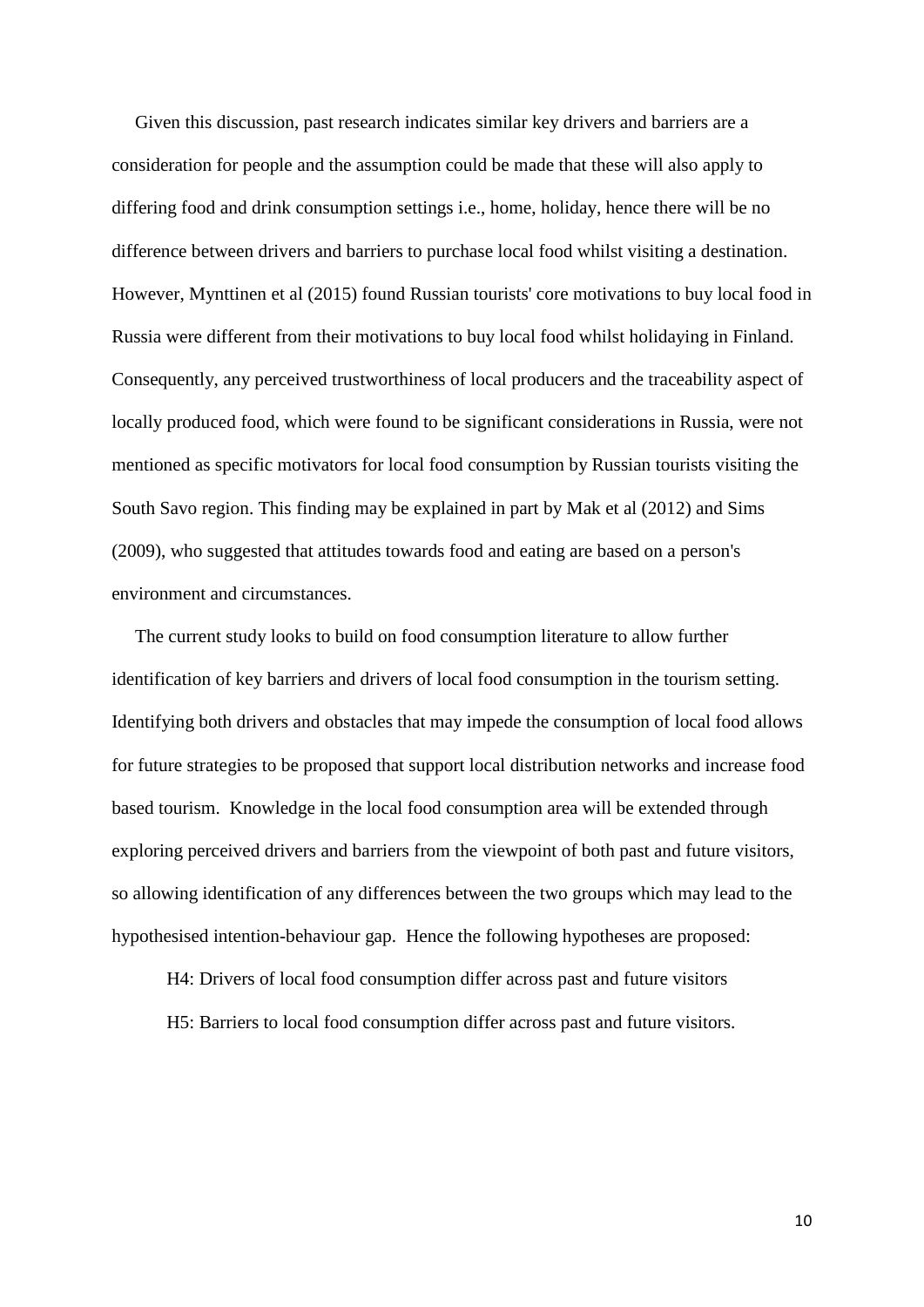Given this discussion, past research indicates similar key drivers and barriers are a consideration for people and the assumption could be made that these will also apply to differing food and drink consumption settings i.e., home, holiday, hence there will be no difference between drivers and barriers to purchase local food whilst visiting a destination. However, Mynttinen et al (2015) found Russian tourists' core motivations to buy local food in Russia were different from their motivations to buy local food whilst holidaying in Finland. Consequently, any perceived trustworthiness of local producers and the traceability aspect of locally produced food, which were found to be significant considerations in Russia, were not mentioned as specific motivators for local food consumption by Russian tourists visiting the South Savo region. This finding may be explained in part by Mak et al (2012) and Sims (2009), who suggested that attitudes towards food and eating are based on a person's environment and circumstances.

The current study looks to build on food consumption literature to allow further identification of key barriers and drivers of local food consumption in the tourism setting. Identifying both drivers and obstacles that may impede the consumption of local food allows for future strategies to be proposed that support local distribution networks and increase food based tourism. Knowledge in the local food consumption area will be extended through exploring perceived drivers and barriers from the viewpoint of both past and future visitors, so allowing identification of any differences between the two groups which may lead to the hypothesised intention-behaviour gap. Hence the following hypotheses are proposed:

H4: Drivers of local food consumption differ across past and future visitors

H5: Barriers to local food consumption differ across past and future visitors.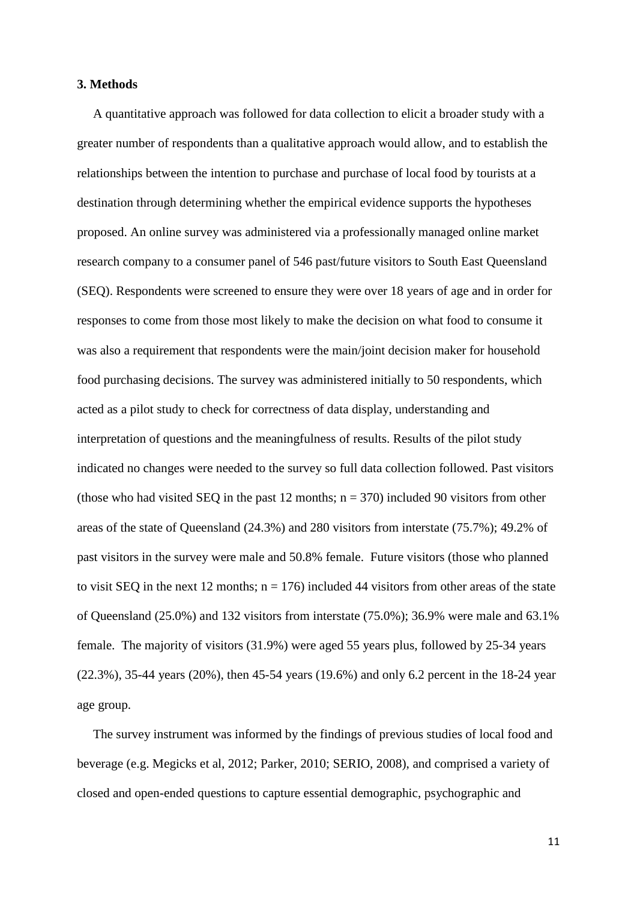### 3. Methods

A quantitative approach was followed for data collection to elicit a broader study with a greater number of respondents than a qualitative approach would allow, and to establish the relationships between the intention to purchase and purchase of local food by tourists at a destination through determining whether the empirical evidence supports the hypotheses proposed. An online survey was administered via a professionally managed online market research company to a consumer panel of 546 past/future visitors to South East Queensland (SEQ). Respondents were screened to ensure they were over 18 years of age and in order for responses to come from those most likely to make the decision on what food to consume it was also a requirement that respondents were the main/joint decision maker for household food purchasing decisions. The survey was administered initially to 50 respondents, which acted as a pilot study to check for correctness of data display, understanding and interpretation of questions and the meaningfulness of results. Results of the pilot study indicated no changes were needed to the survey so full data collection followed. Past visitors (those who had visited SEQ in the past 12 months; $n = 370$) included 90 visitors from other areas of the state of Queensland (24.3%) and 280 visitors from interstate (75.7%); 49.2% of past visitors in the survey were male and 50.8% female. Future visitors (those who planned to visit SEQ in the next 12 months; $n = 176$) included 44 visitors from other areas of the state of Queensland (25.0%) and 132 visitors from interstate (75.0%); 36.9% were male and 63.1% female. The majority of visitors (31.9%) were aged 55 years plus, followed by 25-34 years (22.3%), 35-44 years (20%), then 45-54 years (19.6%) and only 6.2 percent in the 18-24 year age group.

The survey instrument was informed by the findings of previous studies of local food and beverage (e.g. Megicks et al, 2012; Parker, 2010; SERIO, 2008), and comprised a variety of closed and open-ended questions to capture essential demographic, psychographic and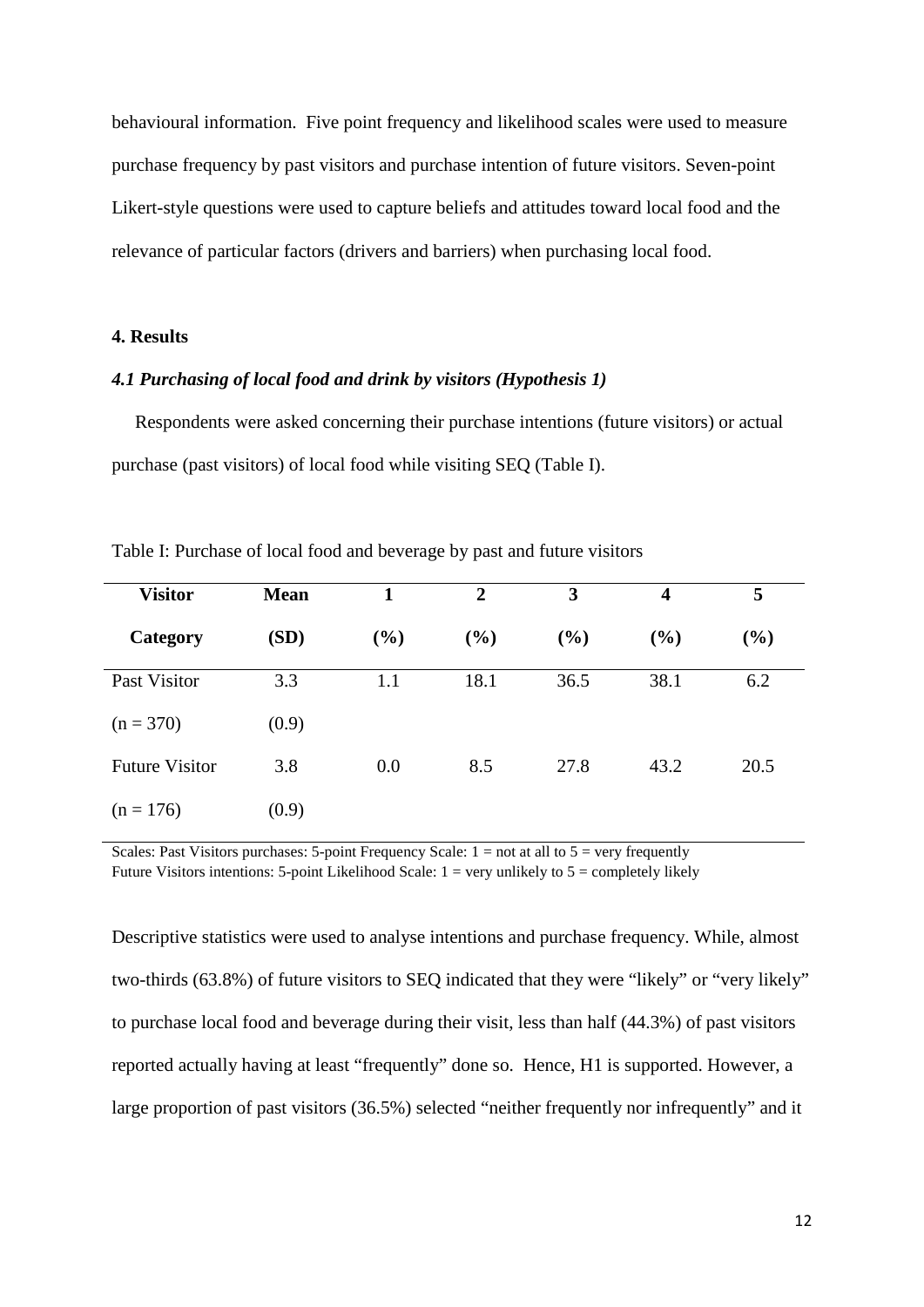behavioural information. Five point frequency and likelihood scales were used to measure purchase frequency by past visitors and purchase intention of future visitors. Seven-point Likert-style questions were used to capture beliefs and attitudes toward local food and the relevance of particular factors (drivers and barriers) when purchasing local food.

## 4. Results

### *4.1 Purchasing of local food and drink by visitors (Hypothesis 1)*

Respondents were asked concerning their purchase intentions (future visitors) or actual purchase (past visitors) of local food while visiting SEQ (Table I).

Table I: Purchase of local food and beverage by past and future visitors

| Visitor Category | Mean (SD) | 1 (%) | 2 (%) | 3 (%) | 4 (%) | 5 (%) |
|---|---|---|---|---|---|---|
| Past Visitor (n = 370) | 3.3 (0.9) | 1.1 | 18.1 | 36.5 | 38.1 | 6.2 |
| Future Visitor (n = 176) | 3.8 (0.9) | 0.0 | 8.5 | 27.8 | 43.2 | 20.5 |

Scales: Past Visitors purchases: 5-point Frequency Scale: 1 = not at all to 5 = very frequently
Future Visitors intentions: 5-point Likelihood Scale: 1 = very unlikely to 5 = completely likely

Descriptive statistics were used to analyse intentions and purchase frequency. While, almost two-thirds (63.8%) of future visitors to SEQ indicated that they were "likely" or "very likely" to purchase local food and beverage during their visit, less than half (44.3%) of past visitors reported actually having at least "frequently" done so. Hence, H1 is supported. However, a large proportion of past visitors (36.5%) selected "neither frequently nor infrequently" and it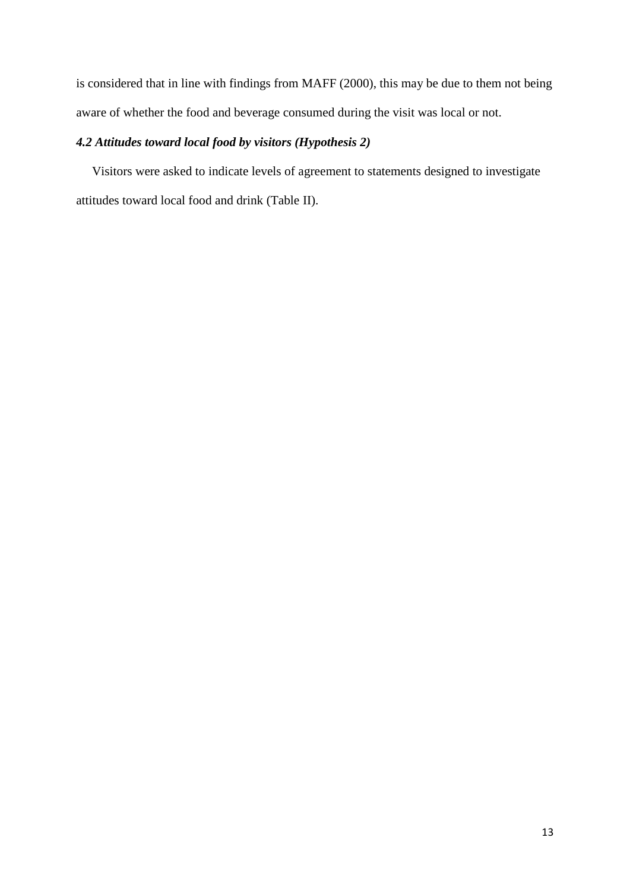is considered that in line with findings from MAFF (2000), this may be due to them not being aware of whether the food and beverage consumed during the visit was local or not.

### *4.2 Attitudes toward local food by visitors (Hypothesis 2)*

Visitors were asked to indicate levels of agreement to statements designed to investigate attitudes toward local food and drink (Table II).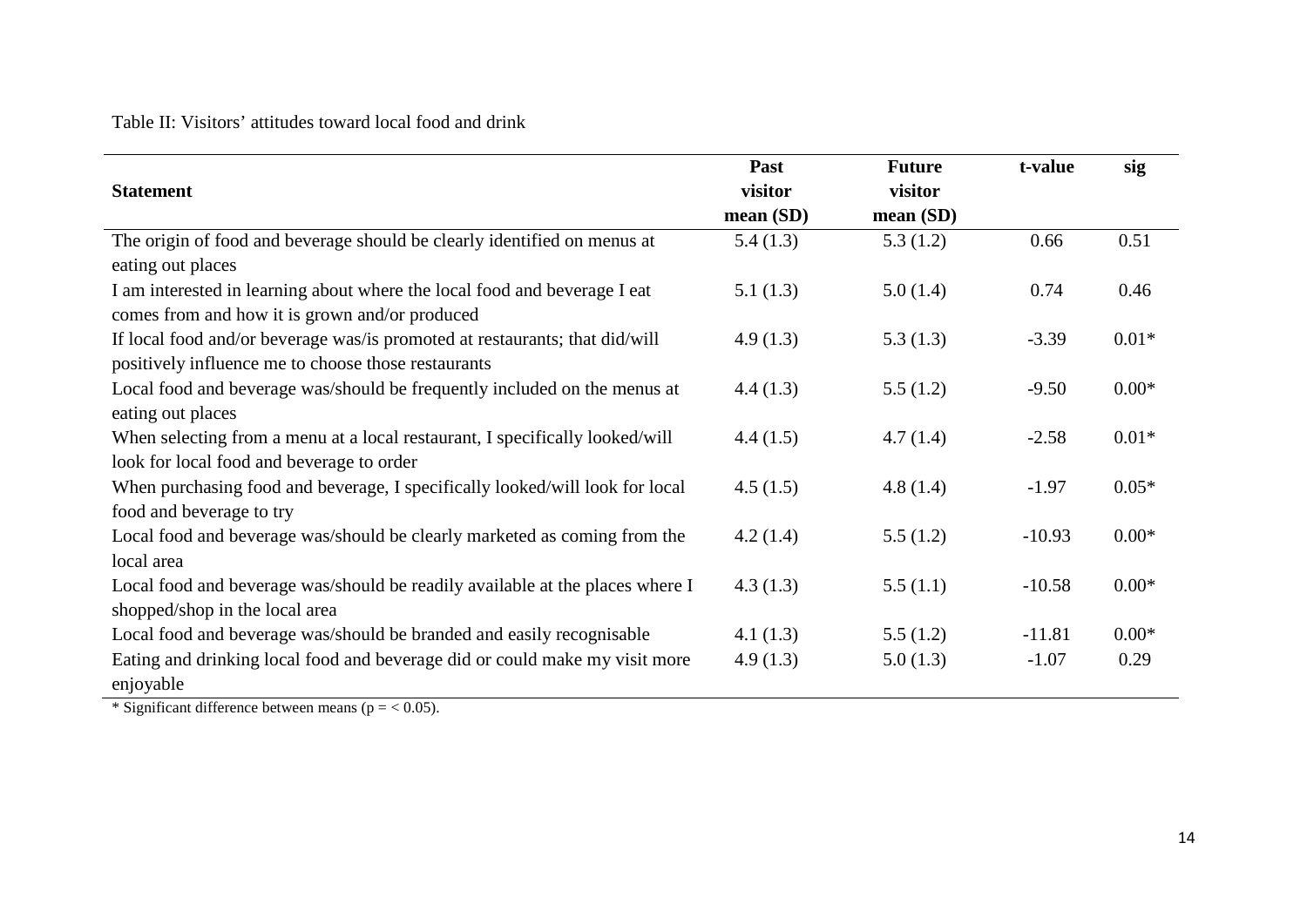Table II: Visitors' attitudes toward local food and drink

| Statement | Past visitor mean (SD) | Future visitor mean (SD) | t-value | sig |
|---|---|---|---|---|
| The origin of food and beverage should be clearly identified on menus at eating out places | 5.4 (1.3) | 5.3 (1.2) | 0.66 | 0.51 |
| I am interested in learning about where the local food and beverage I eat comes from and how it is grown and/or produced | 5.1 (1.3) | 5.0 (1.4) | 0.74 | 0.46 |
| If local food and/or beverage was/is promoted at restaurants; that did/will positively influence me to choose those restaurants | 4.9 (1.3) | 5.3 (1.3) | -3.39 | 0.01* |
| Local food and beverage was/should be frequently included on the menus at eating out places | 4.4 (1.3) | 5.5 (1.2) | -9.50 | 0.00* |
| When selecting from a menu at a local restaurant, I specifically looked/will look for local food and beverage to order | 4.4 (1.5) | 4.7 (1.4) | -2.58 | 0.01* |
| When purchasing food and beverage, I specifically looked/will look for local food and beverage to try | 4.5 (1.5) | 4.8 (1.4) | -1.97 | 0.05* |
| Local food and beverage was/should be clearly marketed as coming from the local area | 4.2 (1.4) | 5.5 (1.2) | -10.93 | 0.00* |
| Local food and beverage was/should be readily available at the places where I shopped/shop in the local area | 4.3 (1.3) | 5.5 (1.1) | -10.58 | 0.00* |
| Local food and beverage was/should be branded and easily recognisable | 4.1 (1.3) | 5.5 (1.2) | -11.81 | 0.00* |
| Eating and drinking local food and beverage did or could make my visit more enjoyable | 4.9 (1.3) | 5.0 (1.3) | -1.07 | 0.29 |

* Significant difference between means ($p = < 0.05$).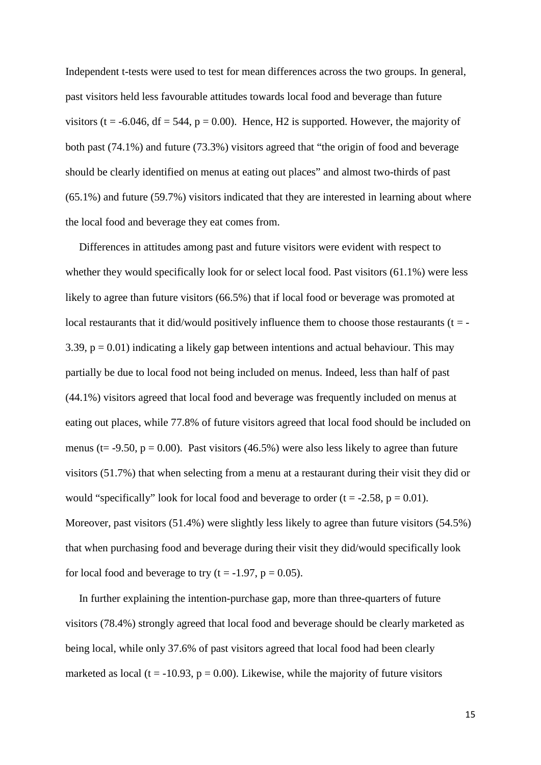Independent t-tests were used to test for mean differences across the two groups. In general, past visitors held less favourable attitudes towards local food and beverage than future visitors ($t = -6.046$, $df = 544$, $p = 0.00$). Hence, H2 is supported. However, the majority of both past (74.1%) and future (73.3%) visitors agreed that "the origin of food and beverage should be clearly identified on menus at eating out places" and almost two-thirds of past (65.1%) and future (59.7%) visitors indicated that they are interested in learning about where the local food and beverage they eat comes from.

Differences in attitudes among past and future visitors were evident with respect to whether they would specifically look for or select local food. Past visitors (61.1%) were less likely to agree than future visitors (66.5%) that if local food or beverage was promoted at local restaurants that it did/would positively influence them to choose those restaurants ($t = -3.39$, $p = 0.01$) indicating a likely gap between intentions and actual behaviour. This may partially be due to local food not being included on menus. Indeed, less than half of past (44.1%) visitors agreed that local food and beverage was frequently included on menus at eating out places, while 77.8% of future visitors agreed that local food should be included on menus ($t = -9.50$, $p = 0.00$). Past visitors (46.5%) were also less likely to agree than future visitors (51.7%) that when selecting from a menu at a restaurant during their visit they did or would "specifically" look for local food and beverage to order ($t = -2.58$, $p = 0.01$). Moreover, past visitors (51.4%) were slightly less likely to agree than future visitors (54.5%) that when purchasing food and beverage during their visit they did/would specifically look for local food and beverage to try ($t = -1.97$, $p = 0.05$).

In further explaining the intention-purchase gap, more than three-quarters of future visitors (78.4%) strongly agreed that local food and beverage should be clearly marketed as being local, while only 37.6% of past visitors agreed that local food had been clearly marketed as local ($t = -10.93$, $p = 0.00$). Likewise, while the majority of future visitors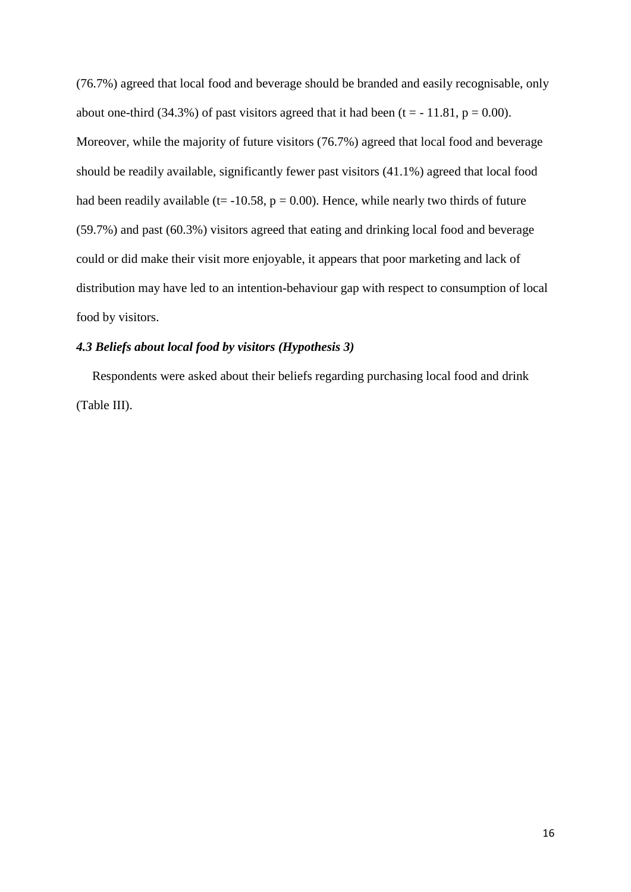(76.7%) agreed that local food and beverage should be branded and easily recognisable, only about one-third (34.3%) of past visitors agreed that it had been ($t = -11.81$, $p = 0.00$). Moreover, while the majority of future visitors (76.7%) agreed that local food and beverage should be readily available, significantly fewer past visitors (41.1%) agreed that local food had been readily available ($t = -10.58$, $p = 0.00$). Hence, while nearly two thirds of future (59.7%) and past (60.3%) visitors agreed that eating and drinking local food and beverage could or did make their visit more enjoyable, it appears that poor marketing and lack of distribution may have led to an intention-behaviour gap with respect to consumption of local food by visitors.

### *4.3 Beliefs about local food by visitors (Hypothesis 3)*

Respondents were asked about their beliefs regarding purchasing local food and drink (Table III).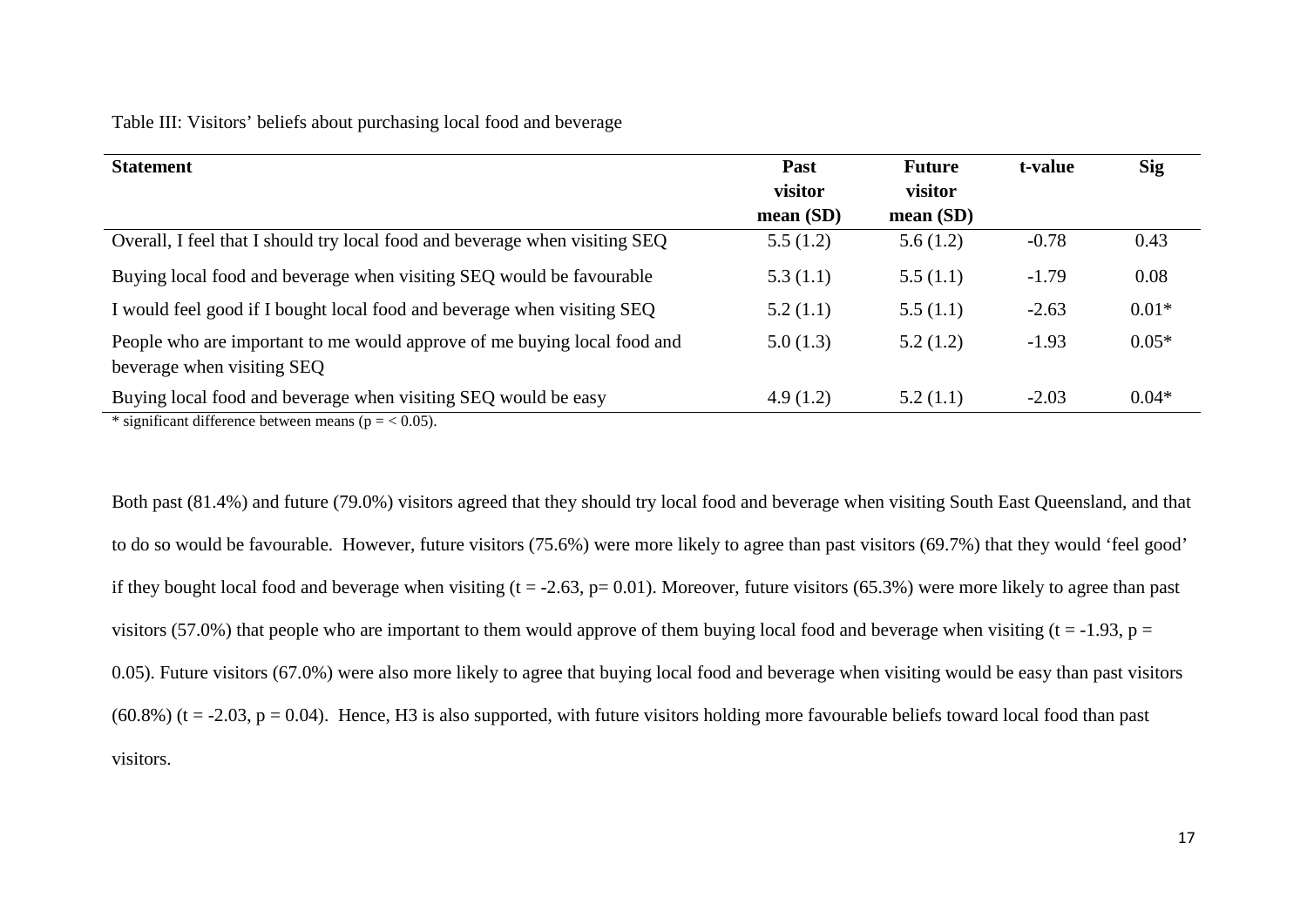Table III: Visitors' beliefs about purchasing local food and beverage

| Statement | Past visitor mean (SD) | Future visitor mean (SD) | t-value | Sig |
|---|---|---|---|---|
| Overall, I feel that I should try local food and beverage when visiting SEQ | 5.5 (1.2) | 5.6 (1.2) | -0.78 | 0.43 |
| Buying local food and beverage when visiting SEQ would be favourable | 5.3 (1.1) | 5.5 (1.1) | -1.79 | 0.08 |
| I would feel good if I bought local food and beverage when visiting SEQ | 5.2 (1.1) | 5.5 (1.1) | -2.63 | 0.01* |
| People who are important to me would approve of me buying local food and beverage when visiting SEQ | 5.0 (1.3) | 5.2 (1.2) | -1.93 | 0.05* |
| Buying local food and beverage when visiting SEQ would be easy | 4.9 (1.2) | 5.2 (1.1) | -2.03 | 0.04* |

* significant difference between means ($p = < 0.05$).

Both past (81.4%) and future (79.0%) visitors agreed that they should try local food and beverage when visiting South East Queensland, and that to do so would be favourable. However, future visitors (75.6%) were more likely to agree than past visitors (69.7%) that they would 'feel good' if they bought local food and beverage when visiting ($t = -2.63$, $p = 0.01$). Moreover, future visitors (65.3%) were more likely to agree than past visitors (57.0%) that people who are important to them would approve of them buying local food and beverage when visiting ($t = -1.93$, $p = 0.05$). Future visitors (67.0%) were also more likely to agree that buying local food and beverage when visiting would be easy than past visitors (60.8%) ($t = -2.03$, $p = 0.04$). Hence, H3 is also supported, with future visitors holding more favourable beliefs toward local food than past visitors.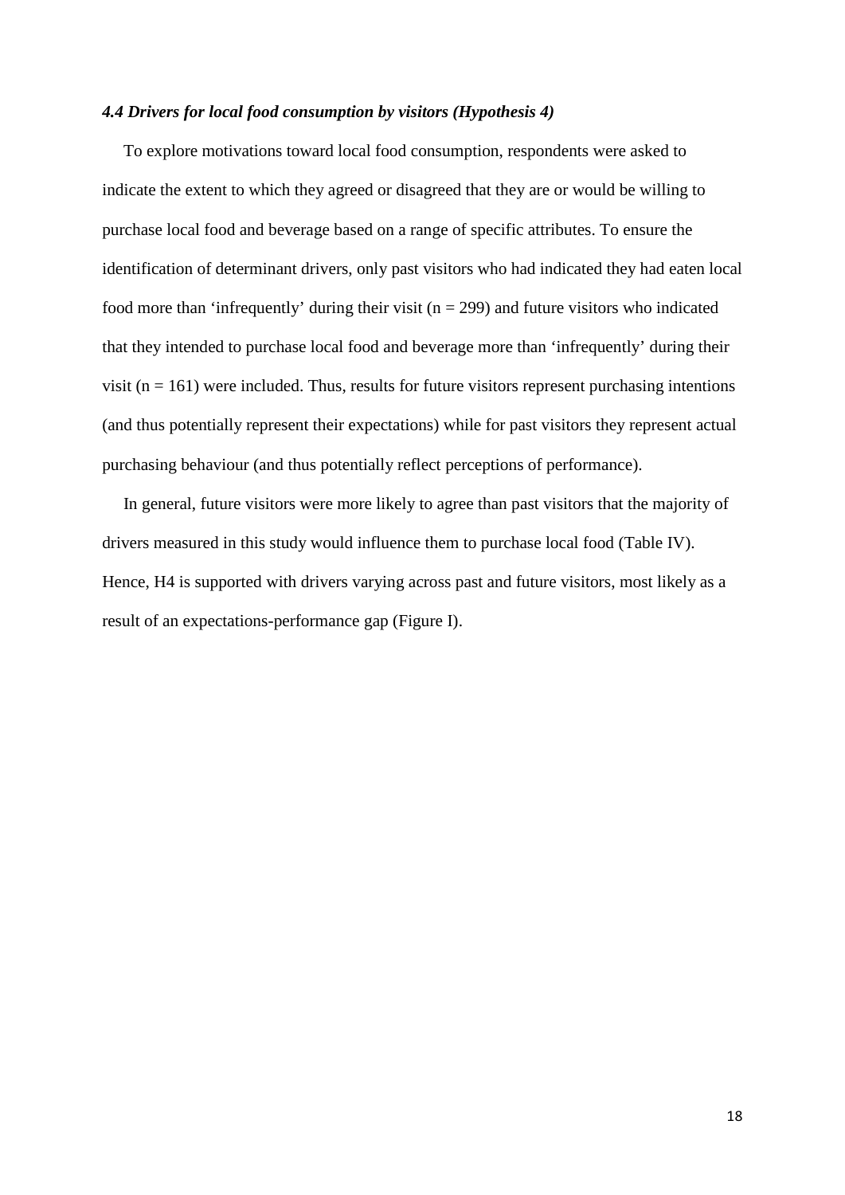### *4.4 Drivers for local food consumption by visitors (Hypothesis 4)*

To explore motivations toward local food consumption, respondents were asked to indicate the extent to which they agreed or disagreed that they are or would be willing to purchase local food and beverage based on a range of specific attributes. To ensure the identification of determinant drivers, only past visitors who had indicated they had eaten local food more than 'infrequently' during their visit (n = 299) and future visitors who indicated that they intended to purchase local food and beverage more than 'infrequently' during their visit (n = 161) were included. Thus, results for future visitors represent purchasing intentions (and thus potentially represent their expectations) while for past visitors they represent actual purchasing behaviour (and thus potentially reflect perceptions of performance).

In general, future visitors were more likely to agree than past visitors that the majority of drivers measured in this study would influence them to purchase local food (Table IV). Hence, H4 is supported with drivers varying across past and future visitors, most likely as a result of an expectations-performance gap (Figure I).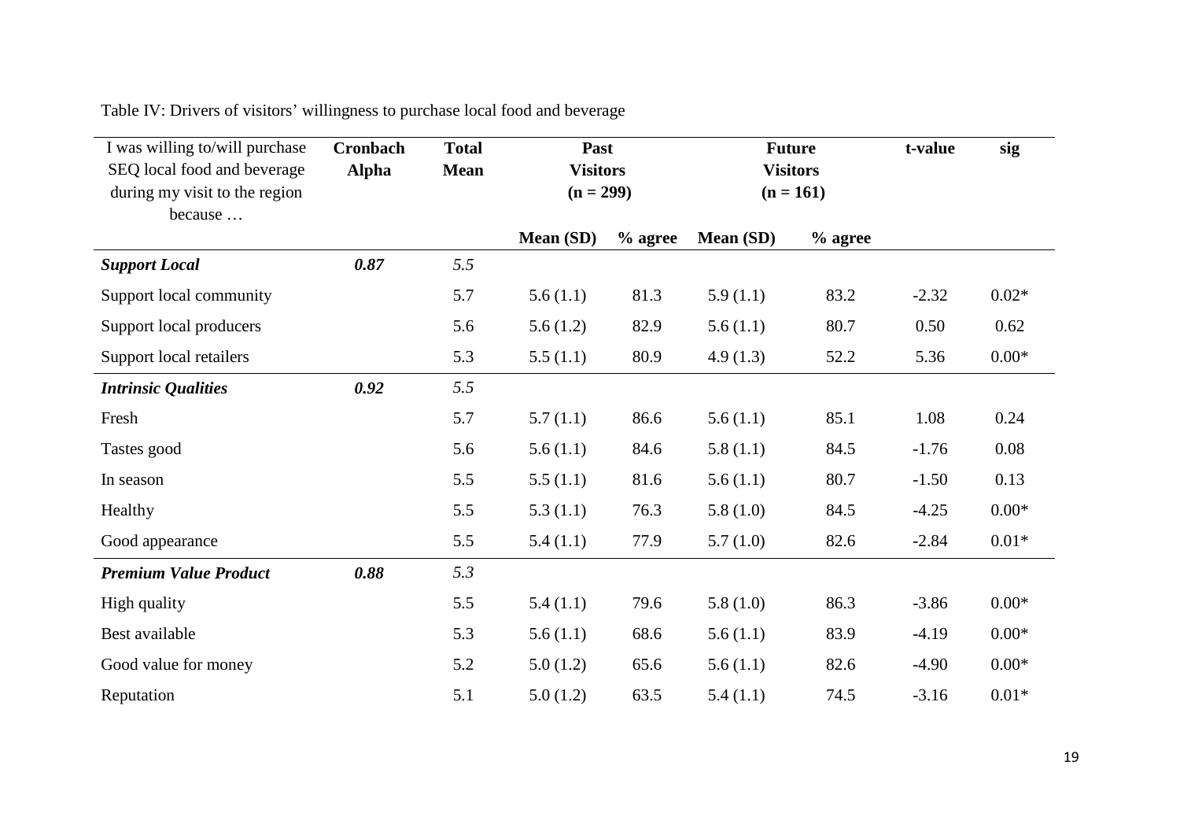Table IV: Drivers of visitors' willingness to purchase local food and beverage

| I was willing to/will purchase SEQ local food and beverage during my visit to the region because … | Cronbach Alpha | Total Mean | Past Visitors (n = 299) | | Future Visitors (n = 161) | | t-value | sig |
|---|---|---|---|---|---|---|---|---|
| | | | Mean (SD) | % agree | Mean (SD) | % agree | | |
| ***Support Local*** | ***0.87*** | *5.5* | | | | | | |
| Support local community | | 5.7 | 5.6 (1.1) | 81.3 | 5.9 (1.1) | 83.2 | -2.32 | 0.02* |
| Support local producers | | 5.6 | 5.6 (1.2) | 82.9 | 5.6 (1.1) | 80.7 | 0.50 | 0.62 |
| Support local retailers | | 5.3 | 5.5 (1.1) | 80.9 | 4.9 (1.3) | 52.2 | 5.36 | 0.00* |
| ***Intrinsic Qualities*** | ***0.92*** | *5.5* | | | | | | |
| Fresh | | 5.7 | 5.7 (1.1) | 86.6 | 5.6 (1.1) | 85.1 | 1.08 | 0.24 |
| Tastes good | | 5.6 | 5.6 (1.1) | 84.6 | 5.8 (1.1) | 84.5 | -1.76 | 0.08 |
| In season | | 5.5 | 5.5 (1.1) | 81.6 | 5.6 (1.1) | 80.7 | -1.50 | 0.13 |
| Healthy | | 5.5 | 5.3 (1.1) | 76.3 | 5.8 (1.0) | 84.5 | -4.25 | 0.00* |
| Good appearance | | 5.5 | 5.4 (1.1) | 77.9 | 5.7 (1.0) | 82.6 | -2.84 | 0.01* |
| ***Premium Value Product*** | ***0.88*** | *5.3* | | | | | | |
| High quality | | 5.5 | 5.4 (1.1) | 79.6 | 5.8 (1.0) | 86.3 | -3.86 | 0.00* |
| Best available | | 5.3 | 5.6 (1.1) | 68.6 | 5.6 (1.1) | 83.9 | -4.19 | 0.00* |
| Good value for money | | 5.2 | 5.0 (1.2) | 65.6 | 5.6 (1.1) | 82.6 | -4.90 | 0.00* |
| Reputation | | 5.1 | 5.0 (1.2) | 63.5 | 5.4 (1.1) | 74.5 | -3.16 | 0.01* |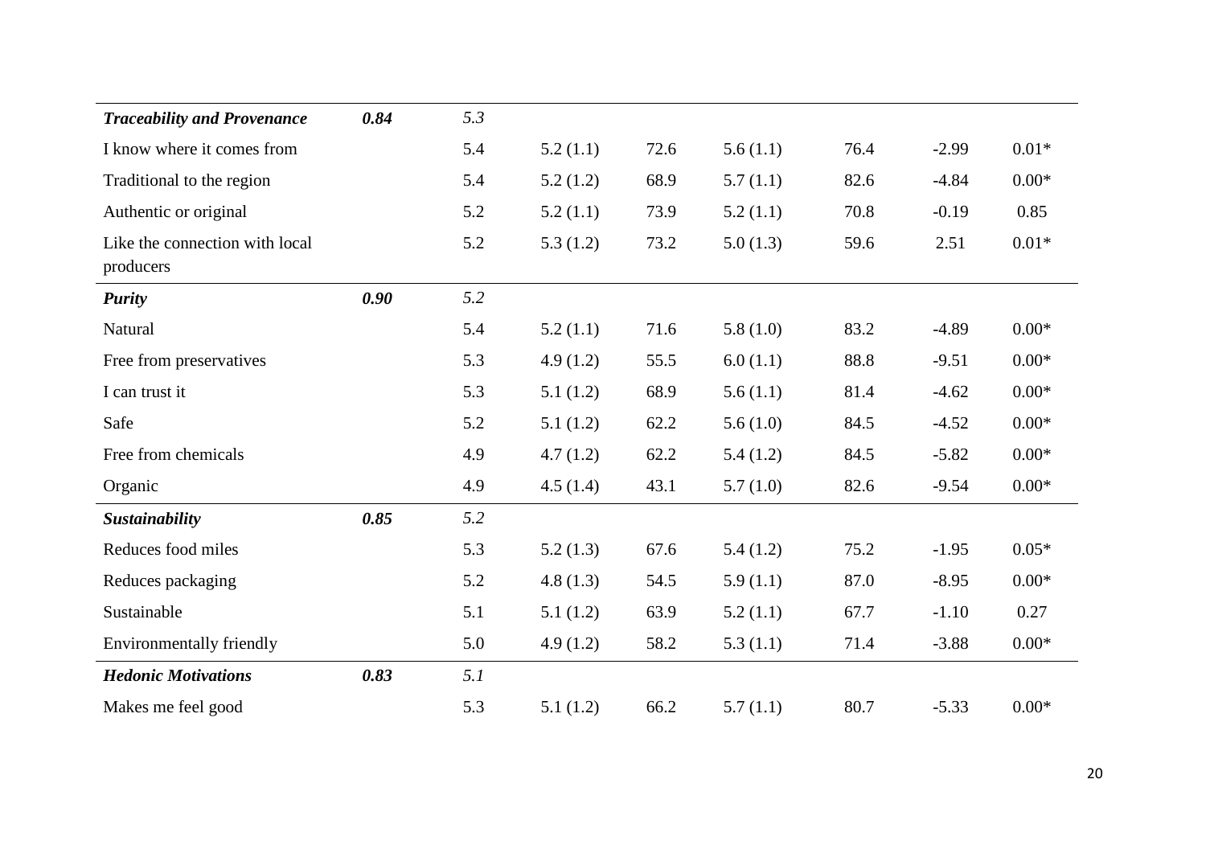| | | | | | | | | |
|---|---|---|---|---|---|---|---|---|
| ***Traceability and Provenance*** | ***0.84*** | *5.3* | | | | | | |
| I know where it comes from | | 5.4 | 5.2 (1.1) | 72.6 | 5.6 (1.1) | 76.4 | -2.99 | 0.01* |
| Traditional to the region | | 5.4 | 5.2 (1.2) | 68.9 | 5.7 (1.1) | 82.6 | -4.84 | 0.00* |
| Authentic or original | | 5.2 | 5.2 (1.1) | 73.9 | 5.2 (1.1) | 70.8 | -0.19 | 0.85 |
| Like the connection with local producers | | 5.2 | 5.3 (1.2) | 73.2 | 5.0 (1.3) | 59.6 | 2.51 | 0.01* |
| ***Purity*** | ***0.90*** | *5.2* | | | | | | |
| Natural | | 5.4 | 5.2 (1.1) | 71.6 | 5.8 (1.0) | 83.2 | -4.89 | 0.00* |
| Free from preservatives | | 5.3 | 4.9 (1.2) | 55.5 | 6.0 (1.1) | 88.8 | -9.51 | 0.00* |
| I can trust it | | 5.3 | 5.1 (1.2) | 68.9 | 5.6 (1.1) | 81.4 | -4.62 | 0.00* |
| Safe | | 5.2 | 5.1 (1.2) | 62.2 | 5.6 (1.0) | 84.5 | -4.52 | 0.00* |
| Free from chemicals | | 4.9 | 4.7 (1.2) | 62.2 | 5.4 (1.2) | 84.5 | -5.82 | 0.00* |
| Organic | | 4.9 | 4.5 (1.4) | 43.1 | 5.7 (1.0) | 82.6 | -9.54 | 0.00* |
| ***Sustainability*** | ***0.85*** | *5.2* | | | | | | |
| Reduces food miles | | 5.3 | 5.2 (1.3) | 67.6 | 5.4 (1.2) | 75.2 | -1.95 | 0.05* |
| Reduces packaging | | 5.2 | 4.8 (1.3) | 54.5 | 5.9 (1.1) | 87.0 | -8.95 | 0.00* |
| Sustainable | | 5.1 | 5.1 (1.2) | 63.9 | 5.2 (1.1) | 67.7 | -1.10 | 0.27 |
| Environmentally friendly | | 5.0 | 4.9 (1.2) | 58.2 | 5.3 (1.1) | 71.4 | -3.88 | 0.00* |
| ***Hedonic Motivations*** | ***0.83*** | *5.1* | | | | | | |
| Makes me feel good | | 5.3 | 5.1 (1.2) | 66.2 | 5.7 (1.1) | 80.7 | -5.33 | 0.00* |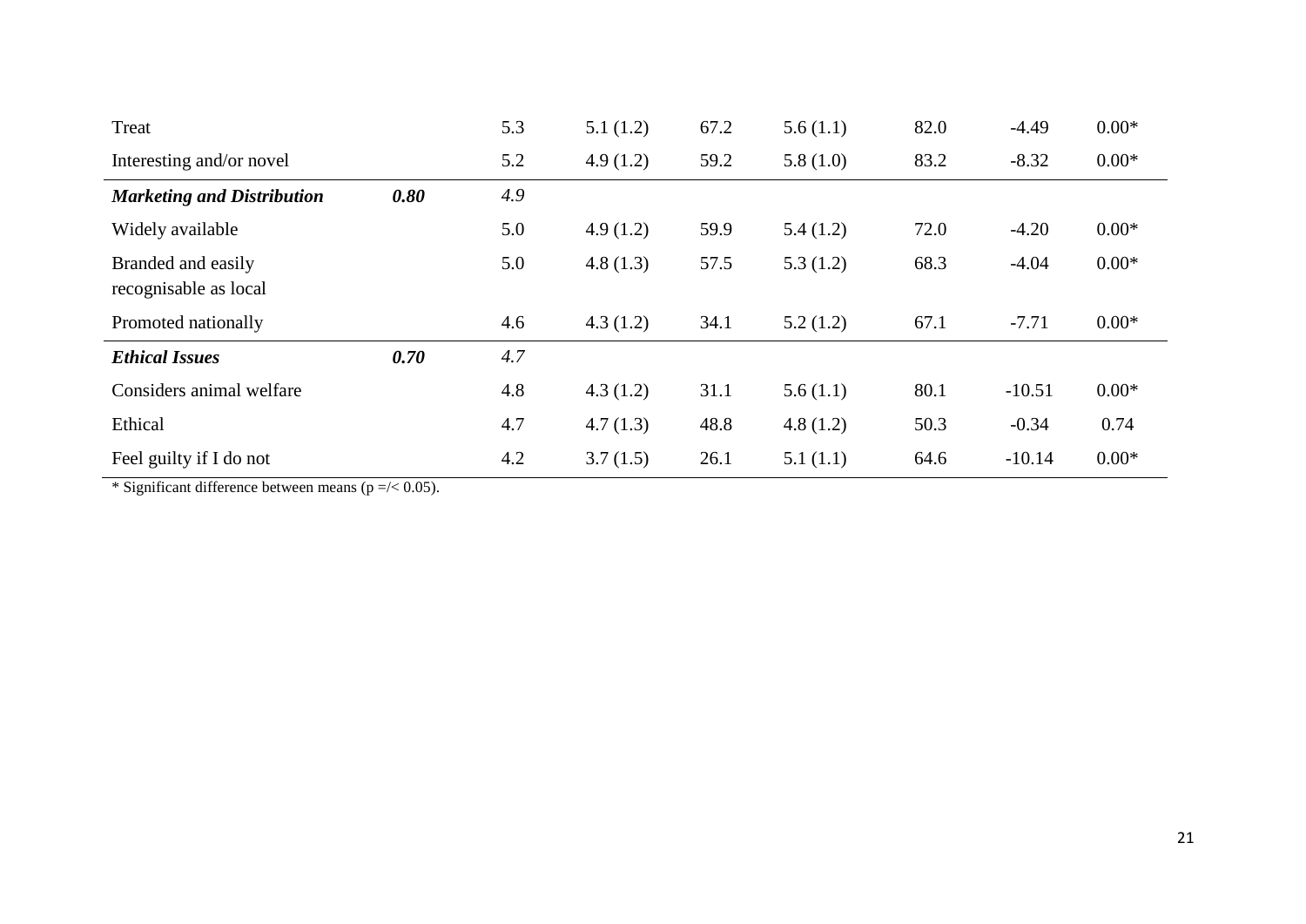| | | | | | | | | |
|---|---|---|---|---|---|---|---|---|
| Treat | | 5.3 | 5.1 (1.2) | 67.2 | 5.6 (1.1) | 82.0 | -4.49 | 0.00* |
| Interesting and/or novel | | 5.2 | 4.9 (1.2) | 59.2 | 5.8 (1.0) | 83.2 | -8.32 | 0.00* |
| ***Marketing and Distribution*** | ***0.80*** | *4.9* | | | | | | |
| Widely available | | 5.0 | 4.9 (1.2) | 59.9 | 5.4 (1.2) | 72.0 | -4.20 | 0.00* |
| Branded and easily recognisable as local | | 5.0 | 4.8 (1.3) | 57.5 | 5.3 (1.2) | 68.3 | -4.04 | 0.00* |
| Promoted nationally | | 4.6 | 4.3 (1.2) | 34.1 | 5.2 (1.2) | 67.1 | -7.71 | 0.00* |
| ***Ethical Issues*** | ***0.70*** | *4.7* | | | | | | |
| Considers animal welfare | | 4.8 | 4.3 (1.2) | 31.1 | 5.6 (1.1) | 80.1 | -10.51 | 0.00* |
| Ethical | | 4.7 | 4.7 (1.3) | 48.8 | 4.8 (1.2) | 50.3 | -0.34 | 0.74 |
| Feel guilty if I do not | | 4.2 | 3.7 (1.5) | 26.1 | 5.1 (1.1) | 64.6 | -10.14 | 0.00* |

* Significant difference between means ($p =/< 0.05$).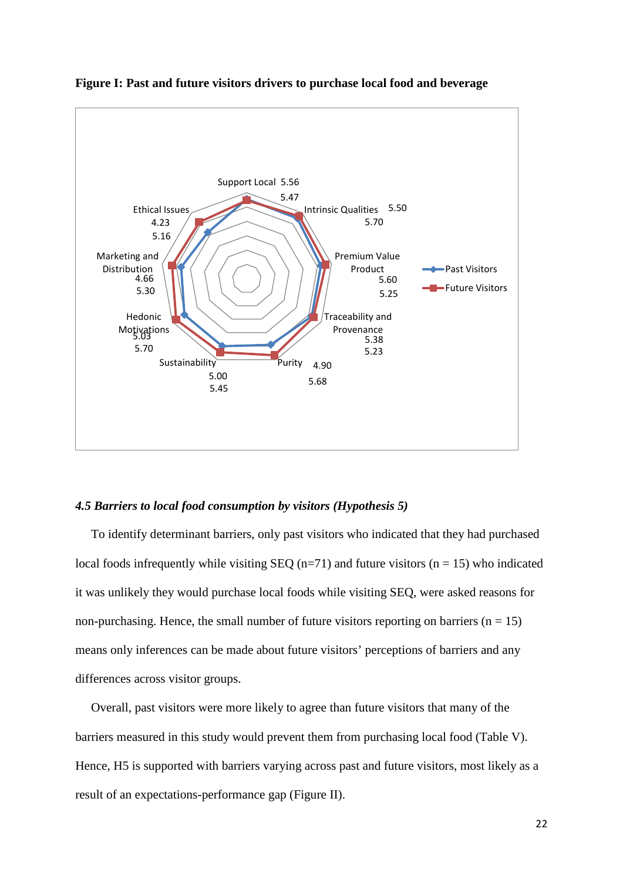**Figure I: Past and future visitors drivers to purchase local food and beverage**

Support Local 5.56
5.47

Intrinsic Qualities 5.50
5.70

Premium Value Product
5.60
5.25

Traceability and Provenance
5.38
5.23

Purity 4.90
5.68

Sustainability
5.00
5.45

Hedonic Motivations
5.03
5.70

Marketing and Distribution
4.66
5.30

Ethical Issues
4.23
5.16

Past Visitors
Future Visitors

### *4.5 Barriers to local food consumption by visitors (Hypothesis 5)*

To identify determinant barriers, only past visitors who indicated that they had purchased local foods infrequently while visiting SEQ (n=71) and future visitors (n = 15) who indicated it was unlikely they would purchase local foods while visiting SEQ, were asked reasons for non-purchasing. Hence, the small number of future visitors reporting on barriers (n = 15) means only inferences can be made about future visitors' perceptions of barriers and any differences across visitor groups.

Overall, past visitors were more likely to agree than future visitors that many of the barriers measured in this study would prevent them from purchasing local food (Table V). Hence, H5 is supported with barriers varying across past and future visitors, most likely as a result of an expectations-performance gap (Figure II).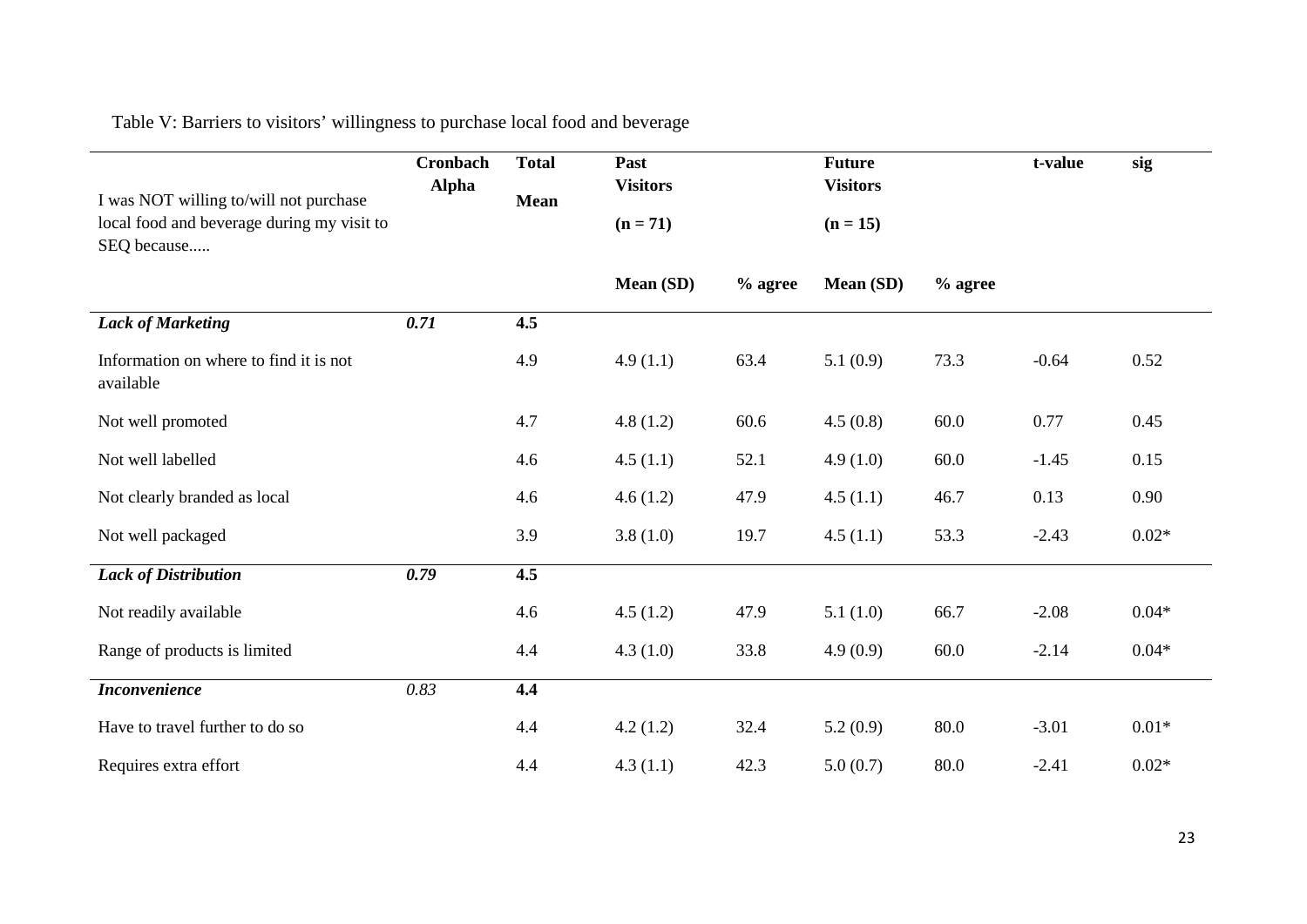Table V: Barriers to visitors' willingness to purchase local food and beverage

| I was NOT willing to/will not purchase local food and beverage during my visit to SEQ because..... | Cronbach Alpha | Total Mean | Past Visitors (n = 71) | | Future Visitors (n = 15) | | t-value | sig |
|---|---|---|---|---|---|---|---|---|
| | | | Mean (SD) | % agree | Mean (SD) | % agree | | |
| ***Lack of Marketing*** | ***0.71*** | **4.5** | | | | | | |
| Information on where to find it is not available | | 4.9 | 4.9 (1.1) | 63.4 | 5.1 (0.9) | 73.3 | -0.64 | 0.52 |
| Not well promoted | | 4.7 | 4.8 (1.2) | 60.6 | 4.5 (0.8) | 60.0 | 0.77 | 0.45 |
| Not well labelled | | 4.6 | 4.5 (1.1) | 52.1 | 4.9 (1.0) | 60.0 | -1.45 | 0.15 |
| Not clearly branded as local | | 4.6 | 4.6 (1.2) | 47.9 | 4.5 (1.1) | 46.7 | 0.13 | 0.90 |
| Not well packaged | | 3.9 | 3.8 (1.0) | 19.7 | 4.5 (1.1) | 53.3 | -2.43 | 0.02* |
| ***Lack of Distribution*** | ***0.79*** | **4.5** | | | | | | |
| Not readily available | | 4.6 | 4.5 (1.2) | 47.9 | 5.1 (1.0) | 66.7 | -2.08 | 0.04* |
| Range of products is limited | | 4.4 | 4.3 (1.0) | 33.8 | 4.9 (0.9) | 60.0 | -2.14 | 0.04* |
| ***Inconvenience*** | *0.83* | **4.4** | | | | | | |
| Have to travel further to do so | | 4.4 | 4.2 (1.2) | 32.4 | 5.2 (0.9) | 80.0 | -3.01 | 0.01* |
| Requires extra effort | | 4.4 | 4.3 (1.1) | 42.3 | 5.0 (0.7) | 80.0 | -2.41 | 0.02* |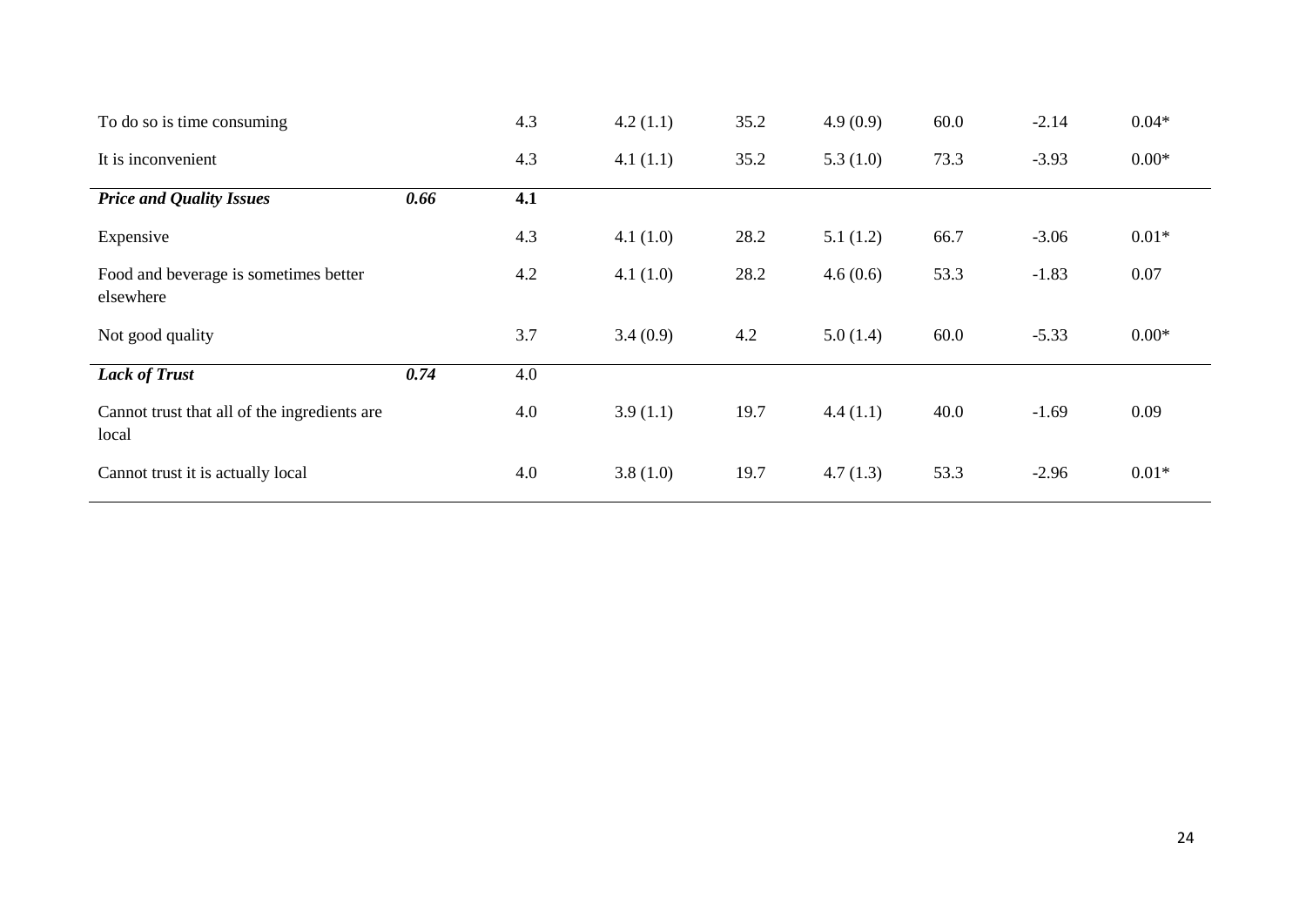| | | | | | | | | |
|---|---|---|---|---|---|---|---|---|
| To do so is time consuming | | 4.3 | 4.2 (1.1) | 35.2 | 4.9 (0.9) | 60.0 | -2.14 | 0.04* |
| It is inconvenient | | 4.3 | 4.1 (1.1) | 35.2 | 5.3 (1.0) | 73.3 | -3.93 | 0.00* |
| ***Price and Quality Issues*** | ***0.66*** | **4.1** | | | | | | |
| Expensive | | 4.3 | 4.1 (1.0) | 28.2 | 5.1 (1.2) | 66.7 | -3.06 | 0.01* |
| Food and beverage is sometimes better elsewhere | | 4.2 | 4.1 (1.0) | 28.2 | 4.6 (0.6) | 53.3 | -1.83 | 0.07 |
| Not good quality | | 3.7 | 3.4 (0.9) | 4.2 | 5.0 (1.4) | 60.0 | -5.33 | 0.00* |
| ***Lack of Trust*** | ***0.74*** | 4.0 | | | | | | |
| Cannot trust that all of the ingredients are local | | 4.0 | 3.9 (1.1) | 19.7 | 4.4 (1.1) | 40.0 | -1.69 | 0.09 |
| Cannot trust it is actually local | | 4.0 | 3.8 (1.0) | 19.7 | 4.7 (1.3) | 53.3 | -2.96 | 0.01* |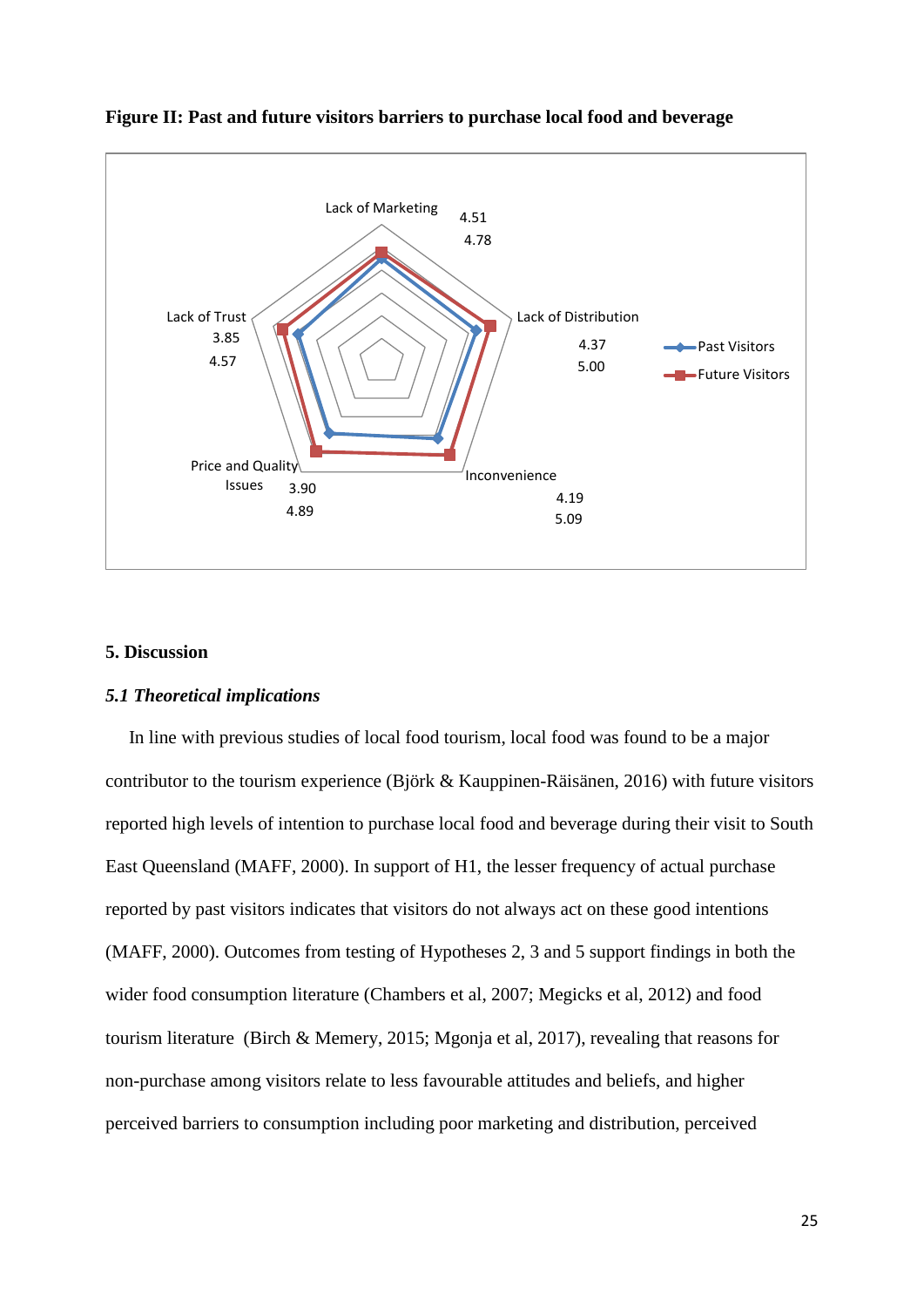**Figure II: Past and future visitors barriers to purchase local food and beverage**

| Barrier | Past Visitors | Future Visitors |
| --- | --- | --- |
| Lack of Marketing | 4.51 | 4.78 |
| Lack of Distribution | 4.37 | 5.00 |
| Inconvenience | 4.19 | 5.09 |
| Price and Quality Issues | 3.90 | 4.89 |
| Lack of Trust | 3.85 | 4.57 |

## 5. Discussion

### *5.1 Theoretical implications*

In line with previous studies of local food tourism, local food was found to be a major contributor to the tourism experience (Björk & Kauppinen-Räisänen, 2016) with future visitors reported high levels of intention to purchase local food and beverage during their visit to South East Queensland (MAFF, 2000). In support of H1, the lesser frequency of actual purchase reported by past visitors indicates that visitors do not always act on these good intentions (MAFF, 2000). Outcomes from testing of Hypotheses 2, 3 and 5 support findings in both the wider food consumption literature (Chambers et al, 2007; Megicks et al, 2012) and food tourism literature (Birch & Memery, 2015; Mgonja et al, 2017), revealing that reasons for non-purchase among visitors relate to less favourable attitudes and beliefs, and higher perceived barriers to consumption including poor marketing and distribution, perceived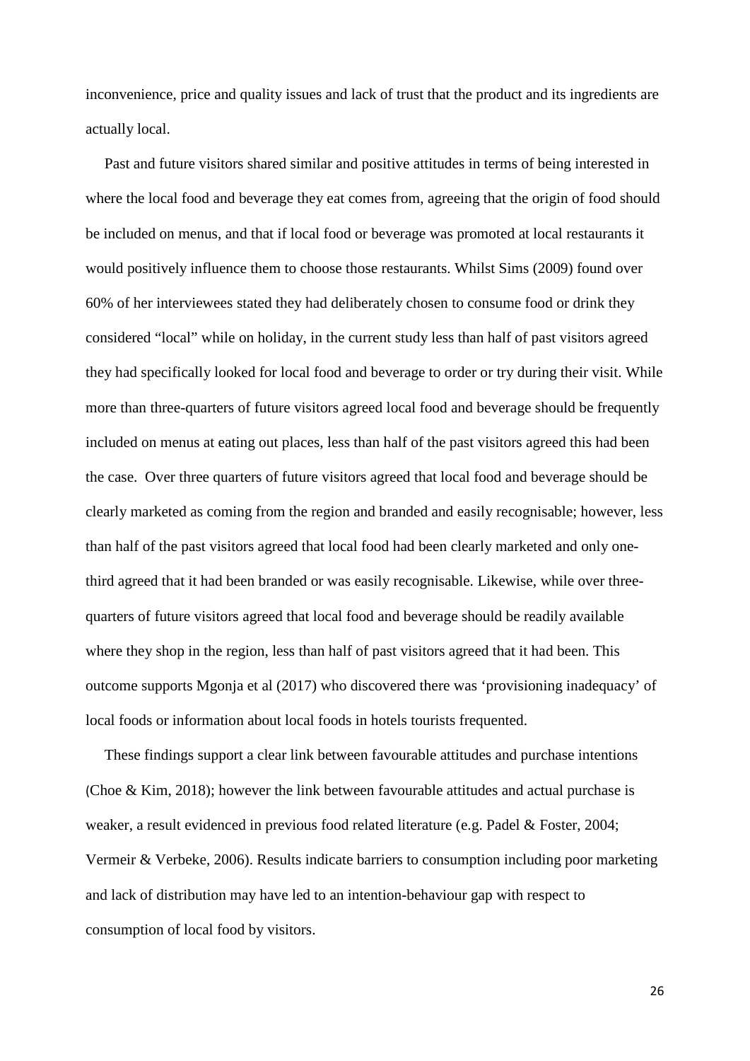inconvenience, price and quality issues and lack of trust that the product and its ingredients are actually local.

Past and future visitors shared similar and positive attitudes in terms of being interested in where the local food and beverage they eat comes from, agreeing that the origin of food should be included on menus, and that if local food or beverage was promoted at local restaurants it would positively influence them to choose those restaurants. Whilst Sims (2009) found over 60% of her interviewees stated they had deliberately chosen to consume food or drink they considered "local" while on holiday, in the current study less than half of past visitors agreed they had specifically looked for local food and beverage to order or try during their visit. While more than three-quarters of future visitors agreed local food and beverage should be frequently included on menus at eating out places, less than half of the past visitors agreed this had been the case. Over three quarters of future visitors agreed that local food and beverage should be clearly marketed as coming from the region and branded and easily recognisable; however, less than half of the past visitors agreed that local food had been clearly marketed and only one-third agreed that it had been branded or was easily recognisable. Likewise, while over three-quarters of future visitors agreed that local food and beverage should be readily available where they shop in the region, less than half of past visitors agreed that it had been. This outcome supports Mgonja et al (2017) who discovered there was 'provisioning inadequacy' of local foods or information about local foods in hotels tourists frequented.

These findings support a clear link between favourable attitudes and purchase intentions (Choe & Kim, 2018); however the link between favourable attitudes and actual purchase is weaker, a result evidenced in previous food related literature (e.g. Padel & Foster, 2004; Vermeir & Verbeke, 2006). Results indicate barriers to consumption including poor marketing and lack of distribution may have led to an intention-behaviour gap with respect to consumption of local food by visitors.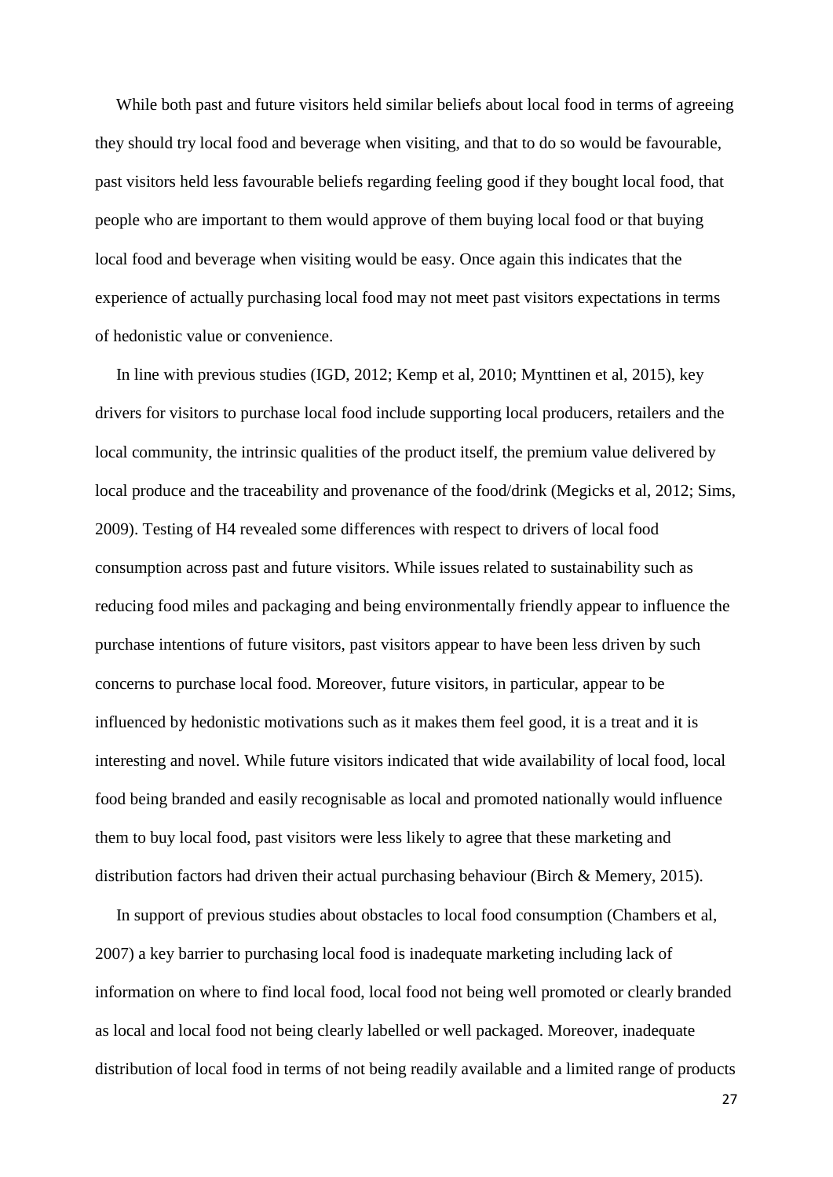While both past and future visitors held similar beliefs about local food in terms of agreeing they should try local food and beverage when visiting, and that to do so would be favourable, past visitors held less favourable beliefs regarding feeling good if they bought local food, that people who are important to them would approve of them buying local food or that buying local food and beverage when visiting would be easy. Once again this indicates that the experience of actually purchasing local food may not meet past visitors expectations in terms of hedonistic value or convenience.

In line with previous studies (IGD, 2012; Kemp et al, 2010; Mynttinen et al, 2015), key drivers for visitors to purchase local food include supporting local producers, retailers and the local community, the intrinsic qualities of the product itself, the premium value delivered by local produce and the traceability and provenance of the food/drink (Megicks et al, 2012; Sims, 2009). Testing of H4 revealed some differences with respect to drivers of local food consumption across past and future visitors. While issues related to sustainability such as reducing food miles and packaging and being environmentally friendly appear to influence the purchase intentions of future visitors, past visitors appear to have been less driven by such concerns to purchase local food. Moreover, future visitors, in particular, appear to be influenced by hedonistic motivations such as it makes them feel good, it is a treat and it is interesting and novel. While future visitors indicated that wide availability of local food, local food being branded and easily recognisable as local and promoted nationally would influence them to buy local food, past visitors were less likely to agree that these marketing and distribution factors had driven their actual purchasing behaviour (Birch & Memery, 2015).

In support of previous studies about obstacles to local food consumption (Chambers et al, 2007) a key barrier to purchasing local food is inadequate marketing including lack of information on where to find local food, local food not being well promoted or clearly branded as local and local food not being clearly labelled or well packaged. Moreover, inadequate distribution of local food in terms of not being readily available and a limited range of products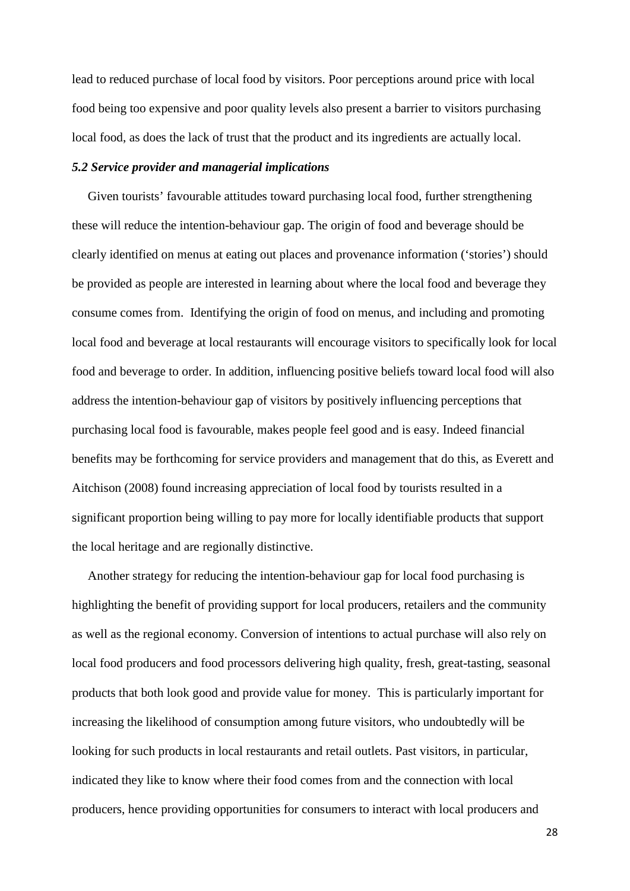lead to reduced purchase of local food by visitors. Poor perceptions around price with local food being too expensive and poor quality levels also present a barrier to visitors purchasing local food, as does the lack of trust that the product and its ingredients are actually local.

### *5.2 Service provider and managerial implications*

Given tourists' favourable attitudes toward purchasing local food, further strengthening these will reduce the intention-behaviour gap. The origin of food and beverage should be clearly identified on menus at eating out places and provenance information ('stories') should be provided as people are interested in learning about where the local food and beverage they consume comes from. Identifying the origin of food on menus, and including and promoting local food and beverage at local restaurants will encourage visitors to specifically look for local food and beverage to order. In addition, influencing positive beliefs toward local food will also address the intention-behaviour gap of visitors by positively influencing perceptions that purchasing local food is favourable, makes people feel good and is easy. Indeed financial benefits may be forthcoming for service providers and management that do this, as Everett and Aitchison (2008) found increasing appreciation of local food by tourists resulted in a significant proportion being willing to pay more for locally identifiable products that support the local heritage and are regionally distinctive.

Another strategy for reducing the intention-behaviour gap for local food purchasing is highlighting the benefit of providing support for local producers, retailers and the community as well as the regional economy. Conversion of intentions to actual purchase will also rely on local food producers and food processors delivering high quality, fresh, great-tasting, seasonal products that both look good and provide value for money. This is particularly important for increasing the likelihood of consumption among future visitors, who undoubtedly will be looking for such products in local restaurants and retail outlets. Past visitors, in particular, indicated they like to know where their food comes from and the connection with local producers, hence providing opportunities for consumers to interact with local producers and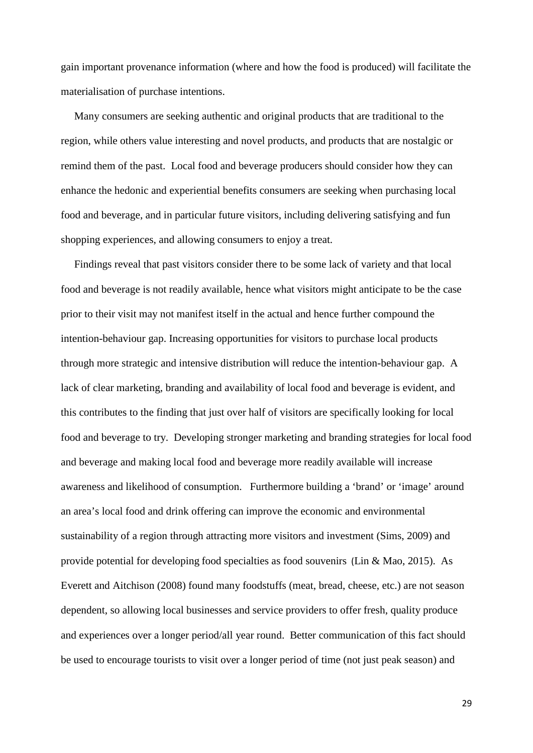gain important provenance information (where and how the food is produced) will facilitate the materialisation of purchase intentions.

Many consumers are seeking authentic and original products that are traditional to the region, while others value interesting and novel products, and products that are nostalgic or remind them of the past. Local food and beverage producers should consider how they can enhance the hedonic and experiential benefits consumers are seeking when purchasing local food and beverage, and in particular future visitors, including delivering satisfying and fun shopping experiences, and allowing consumers to enjoy a treat.

Findings reveal that past visitors consider there to be some lack of variety and that local food and beverage is not readily available, hence what visitors might anticipate to be the case prior to their visit may not manifest itself in the actual and hence further compound the intention-behaviour gap. Increasing opportunities for visitors to purchase local products through more strategic and intensive distribution will reduce the intention-behaviour gap. A lack of clear marketing, branding and availability of local food and beverage is evident, and this contributes to the finding that just over half of visitors are specifically looking for local food and beverage to try. Developing stronger marketing and branding strategies for local food and beverage and making local food and beverage more readily available will increase awareness and likelihood of consumption. Furthermore building a 'brand' or 'image' around an area's local food and drink offering can improve the economic and environmental sustainability of a region through attracting more visitors and investment (Sims, 2009) and provide potential for developing food specialties as food souvenirs (Lin & Mao, 2015). As Everett and Aitchison (2008) found many foodstuffs (meat, bread, cheese, etc.) are not season dependent, so allowing local businesses and service providers to offer fresh, quality produce and experiences over a longer period/all year round. Better communication of this fact should be used to encourage tourists to visit over a longer period of time (not just peak season) and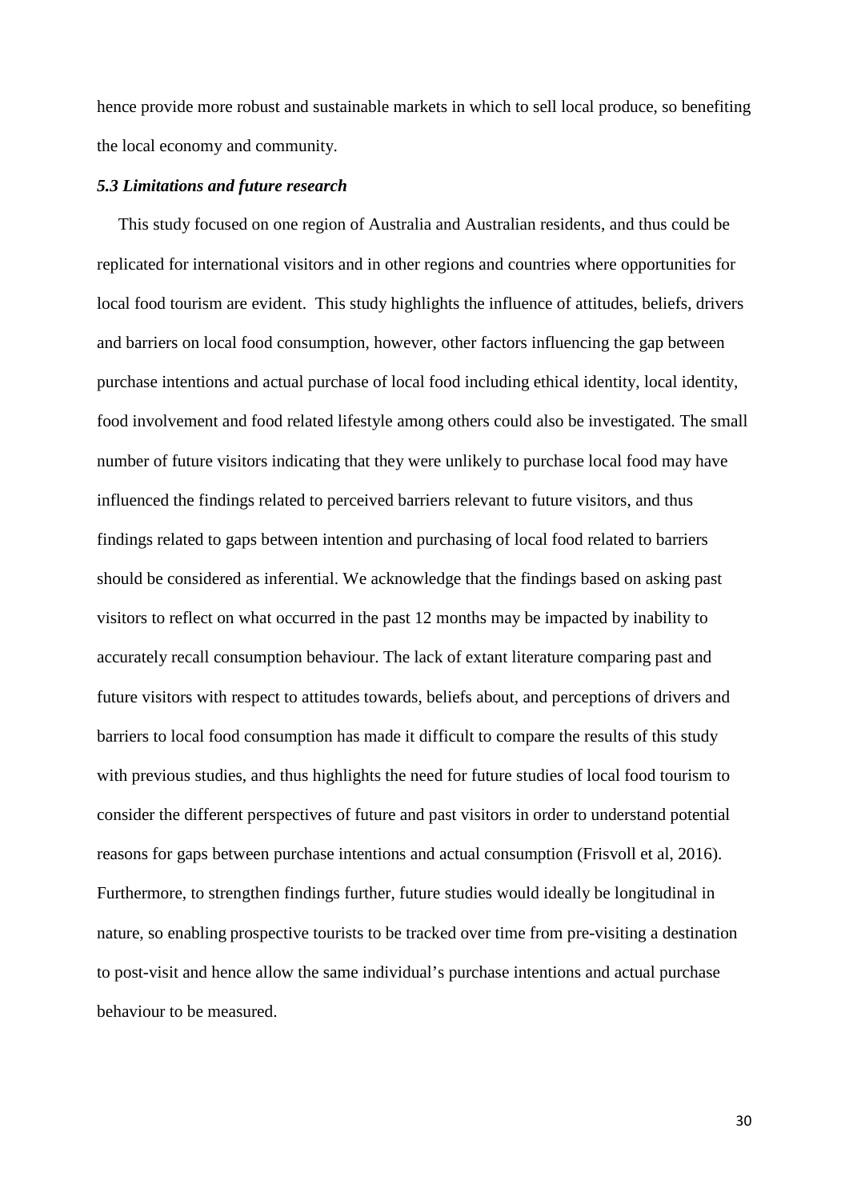hence provide more robust and sustainable markets in which to sell local produce, so benefiting the local economy and community.

### *5.3 Limitations and future research*

This study focused on one region of Australia and Australian residents, and thus could be replicated for international visitors and in other regions and countries where opportunities for local food tourism are evident. This study highlights the influence of attitudes, beliefs, drivers and barriers on local food consumption, however, other factors influencing the gap between purchase intentions and actual purchase of local food including ethical identity, local identity, food involvement and food related lifestyle among others could also be investigated. The small number of future visitors indicating that they were unlikely to purchase local food may have influenced the findings related to perceived barriers relevant to future visitors, and thus findings related to gaps between intention and purchasing of local food related to barriers should be considered as inferential. We acknowledge that the findings based on asking past visitors to reflect on what occurred in the past 12 months may be impacted by inability to accurately recall consumption behaviour. The lack of extant literature comparing past and future visitors with respect to attitudes towards, beliefs about, and perceptions of drivers and barriers to local food consumption has made it difficult to compare the results of this study with previous studies, and thus highlights the need for future studies of local food tourism to consider the different perspectives of future and past visitors in order to understand potential reasons for gaps between purchase intentions and actual consumption (Frisvoll et al, 2016). Furthermore, to strengthen findings further, future studies would ideally be longitudinal in nature, so enabling prospective tourists to be tracked over time from pre-visiting a destination to post-visit and hence allow the same individual's purchase intentions and actual purchase behaviour to be measured.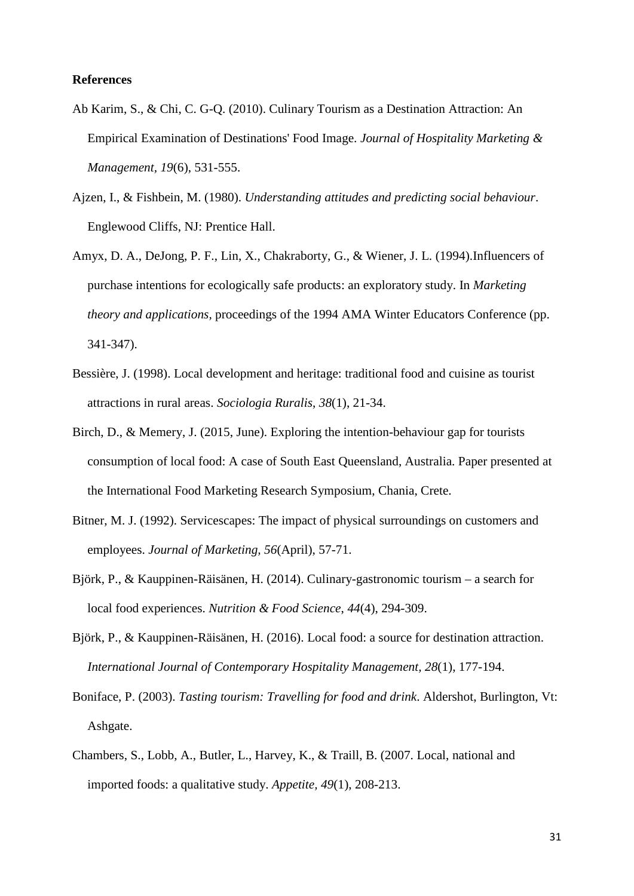**References**

Ab Karim, S., & Chi, C. G-Q. (2010). Culinary Tourism as a Destination Attraction: An Empirical Examination of Destinations' Food Image. *Journal of Hospitality Marketing & Management, 19*(6), 531-555.

Ajzen, I., & Fishbein, M. (1980). *Understanding attitudes and predicting social behaviour*. Englewood Cliffs, NJ: Prentice Hall.

Amyx, D. A., DeJong, P. F., Lin, X., Chakraborty, G., & Wiener, J. L. (1994).Influencers of purchase intentions for ecologically safe products: an exploratory study. In *Marketing theory and applications*, proceedings of the 1994 AMA Winter Educators Conference (pp. 341-347).

Bessière, J. (1998). Local development and heritage: traditional food and cuisine as tourist attractions in rural areas. *Sociologia Ruralis*, *38*(1), 21-34.

Birch, D., & Memery, J. (2015, June). Exploring the intention-behaviour gap for tourists consumption of local food: A case of South East Queensland, Australia. Paper presented at the International Food Marketing Research Symposium, Chania, Crete.

Bitner, M. J. (1992). Servicescapes: The impact of physical surroundings on customers and employees. *Journal of Marketing, 56*(April), 57-71.

Björk, P., & Kauppinen-Räisänen, H. (2014). Culinary-gastronomic tourism – a search for local food experiences. *Nutrition & Food Science*, *44*(4), 294-309.

Björk, P., & Kauppinen-Räisänen, H. (2016). Local food: a source for destination attraction. *International Journal of Contemporary Hospitality Management, 28*(1), 177-194.

Boniface, P. (2003). *Tasting tourism: Travelling for food and drink*. Aldershot, Burlington, Vt: Ashgate.

Chambers, S., Lobb, A., Butler, L., Harvey, K., & Traill, B. (2007. Local, national and imported foods: a qualitative study. *Appetite, 49*(1), 208-213.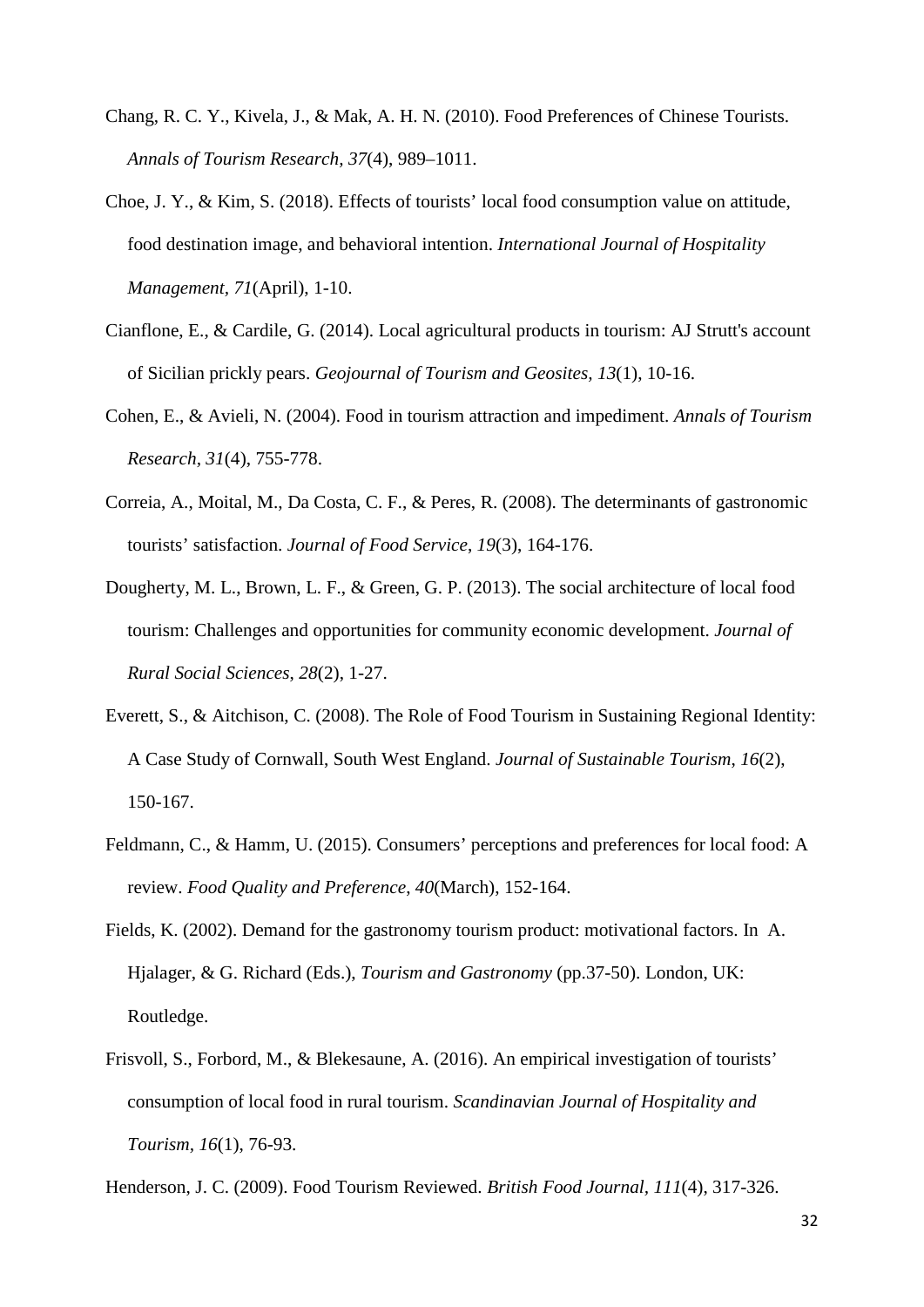Chang, R. C. Y., Kivela, J., & Mak, A. H. N. (2010). Food Preferences of Chinese Tourists. *Annals of Tourism Research, 37*(4), 989–1011.

Choe, J. Y., & Kim, S. (2018). Effects of tourists' local food consumption value on attitude, food destination image, and behavioral intention. *International Journal of Hospitality Management, 71*(April), 1-10.

Cianflone, E., & Cardile, G. (2014). Local agricultural products in tourism: AJ Strutt's account of Sicilian prickly pears. *Geojournal of Tourism and Geosites, 13*(1), 10-16.

Cohen, E., & Avieli, N. (2004). Food in tourism attraction and impediment. *Annals of Tourism Research, 31*(4), 755-778.

Correia, A., Moital, M., Da Costa, C. F., & Peres, R. (2008). The determinants of gastronomic tourists' satisfaction. *Journal of Food Service*, *19*(3), 164-176.

Dougherty, M. L., Brown, L. F., & Green, G. P. (2013). The social architecture of local food tourism: Challenges and opportunities for community economic development. *Journal of Rural Social Sciences*, *28*(2), 1-27.

Everett, S., & Aitchison, C. (2008). The Role of Food Tourism in Sustaining Regional Identity: A Case Study of Cornwall, South West England. *Journal of Sustainable Tourism*, *16*(2), 150-167.

Feldmann, C., & Hamm, U. (2015). Consumers' perceptions and preferences for local food: A review. *Food Quality and Preference*, *40*(March), 152-164.

Fields, K. (2002). Demand for the gastronomy tourism product: motivational factors. In A. Hjalager, & G. Richard (Eds.), *Tourism and Gastronomy* (pp.37-50). London, UK: Routledge.

Frisvoll, S., Forbord, M., & Blekesaune, A. (2016). An empirical investigation of tourists' consumption of local food in rural tourism. *Scandinavian Journal of Hospitality and Tourism*, *16*(1), 76-93.

Henderson, J. C. (2009). Food Tourism Reviewed. *British Food Journal, 111*(4), 317-326.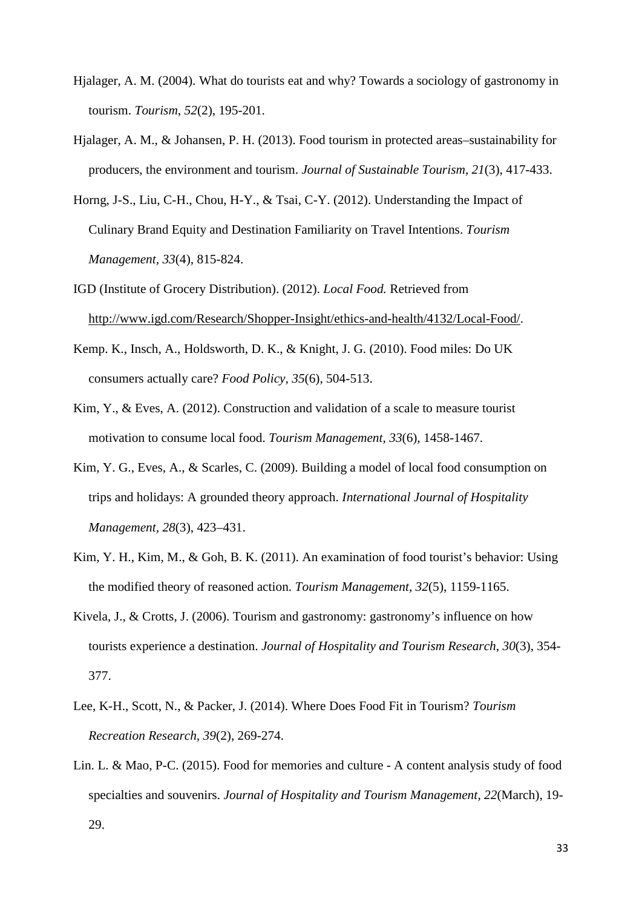Hjalager, A. M. (2004). What do tourists eat and why? Towards a sociology of gastronomy in tourism. *Tourism*, *52*(2), 195-201.

Hjalager, A. M., & Johansen, P. H. (2013). Food tourism in protected areas–sustainability for producers, the environment and tourism. *Journal of Sustainable Tourism, 21*(3), 417-433.

Horng, J-S., Liu, C-H., Chou, H-Y., & Tsai, C-Y. (2012). Understanding the Impact of Culinary Brand Equity and Destination Familiarity on Travel Intentions. *Tourism Management, 33*(4), 815-824.

IGD (Institute of Grocery Distribution). (2012). *Local Food.* Retrieved from http://www.igd.com/Research/Shopper-Insight/ethics-and-health/4132/Local-Food/.

Kemp. K., Insch, A., Holdsworth, D. K., & Knight, J. G. (2010). Food miles: Do UK consumers actually care? *Food Policy, 35*(6), 504-513.

Kim, Y., & Eves, A. (2012). Construction and validation of a scale to measure tourist motivation to consume local food. *Tourism Management*, *33*(6), 1458-1467.

Kim, Y. G., Eves, A., & Scarles, C. (2009). Building a model of local food consumption on trips and holidays: A grounded theory approach. *International Journal of Hospitality Management, 28*(3), 423–431.

Kim, Y. H., Kim, M., & Goh, B. K. (2011). An examination of food tourist's behavior: Using the modified theory of reasoned action. *Tourism Management, 32*(5), 1159-1165.

Kivela, J., & Crotts, J. (2006). Tourism and gastronomy: gastronomy's influence on how tourists experience a destination. *Journal of Hospitality and Tourism Research*, *30*(3), 354-377.

Lee, K-H., Scott, N., & Packer, J. (2014). Where Does Food Fit in Tourism? *Tourism Recreation Research, 39*(2), 269-274.

Lin. L. & Mao, P-C. (2015). Food for memories and culture - A content analysis study of food specialties and souvenirs. *Journal of Hospitality and Tourism Management, 22*(March), 19-29.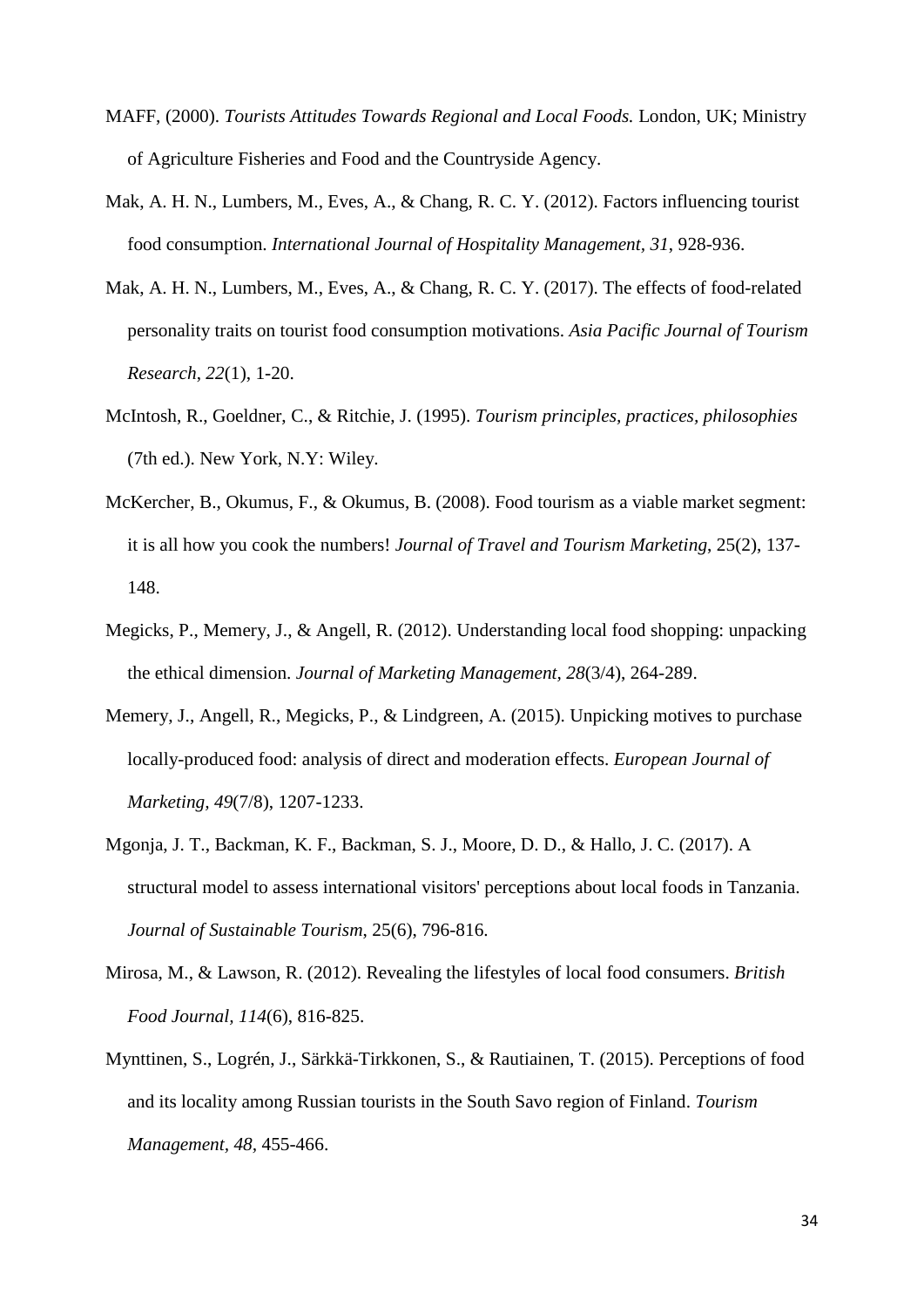MAFF, (2000). *Tourists Attitudes Towards Regional and Local Foods.* London, UK; Ministry of Agriculture Fisheries and Food and the Countryside Agency.

Mak, A. H. N., Lumbers, M., Eves, A., & Chang, R. C. Y. (2012). Factors influencing tourist food consumption. *International Journal of Hospitality Management, 31*, 928-936.

Mak, A. H. N., Lumbers, M., Eves, A., & Chang, R. C. Y. (2017). The effects of food-related personality traits on tourist food consumption motivations. *Asia Pacific Journal of Tourism Research*, *22*(1), 1-20.

McIntosh, R., Goeldner, C., & Ritchie, J. (1995). *Tourism principles, practices, philosophies* (7th ed.). New York, N.Y: Wiley.

McKercher, B., Okumus, F., & Okumus, B. (2008). Food tourism as a viable market segment: it is all how you cook the numbers! *Journal of Travel and Tourism Marketing*, 25(2), 137-148.

Megicks, P., Memery, J., & Angell, R. (2012). Understanding local food shopping: unpacking the ethical dimension. *Journal of Marketing Management, 28*(3/4), 264-289.

Memery, J., Angell, R., Megicks, P., & Lindgreen, A. (2015). Unpicking motives to purchase locally-produced food: analysis of direct and moderation effects. *European Journal of Marketing, 49*(7/8), 1207-1233.

Mgonja, J. T., Backman, K. F., Backman, S. J., Moore, D. D., & Hallo, J. C. (2017). A structural model to assess international visitors' perceptions about local foods in Tanzania. *Journal of Sustainable Tourism*, 25(6), 796-816.

Mirosa, M., & Lawson, R. (2012). Revealing the lifestyles of local food consumers. *British Food Journal, 114*(6), 816-825.

Mynttinen, S., Logrén, J., Särkkä-Tirkkonen, S., & Rautiainen, T. (2015). Perceptions of food and its locality among Russian tourists in the South Savo region of Finland. *Tourism Management, 48*, 455-466.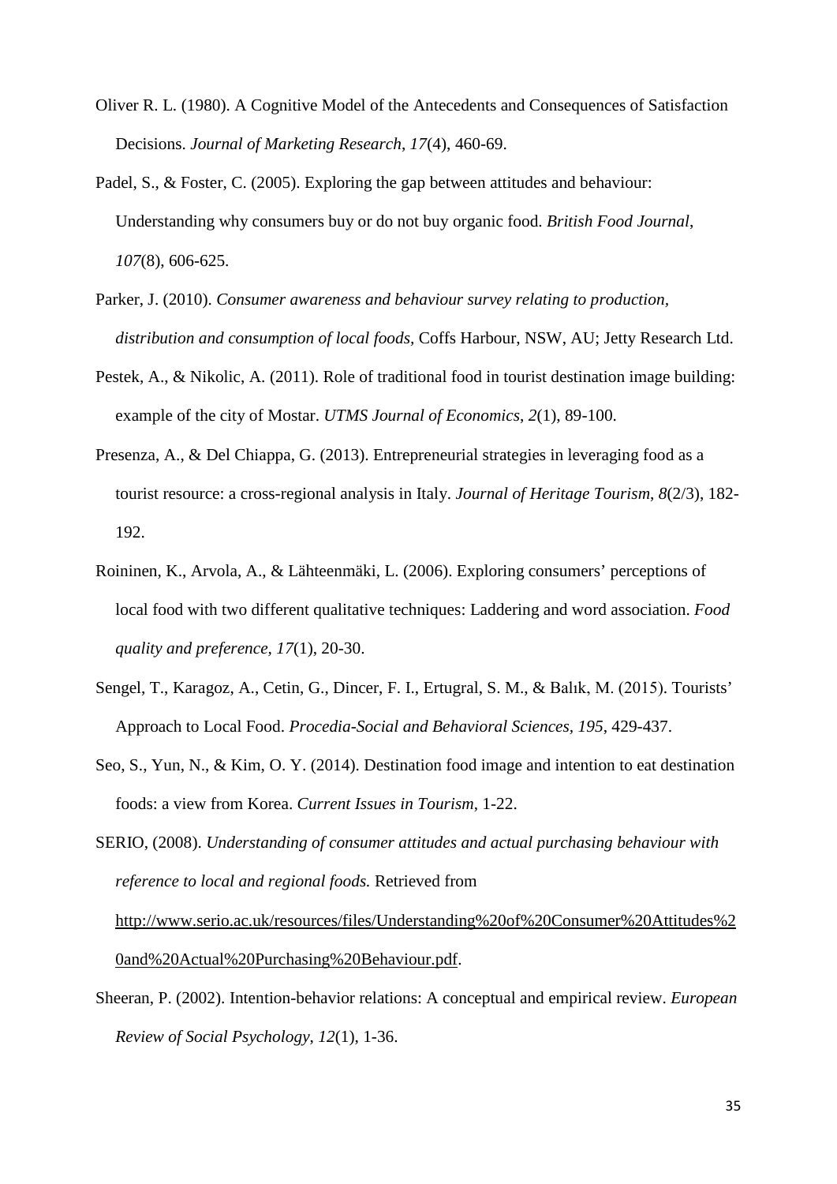Oliver R. L. (1980). A Cognitive Model of the Antecedents and Consequences of Satisfaction Decisions. *Journal of Marketing Research*, *17*(4), 460-69.

Padel, S., & Foster, C. (2005). Exploring the gap between attitudes and behaviour: Understanding why consumers buy or do not buy organic food. *British Food Journal*, *107*(8), 606-625.

Parker, J. (2010). *Consumer awareness and behaviour survey relating to production, distribution and consumption of local foods,* Coffs Harbour, NSW, AU; Jetty Research Ltd.

Pestek, A., & Nikolic, A. (2011). Role of traditional food in tourist destination image building: example of the city of Mostar. *UTMS Journal of Economics*, *2*(1), 89-100.

Presenza, A., & Del Chiappa, G. (2013). Entrepreneurial strategies in leveraging food as a tourist resource: a cross-regional analysis in Italy. *Journal of Heritage Tourism*, *8*(2/3), 182-192.

Roininen, K., Arvola, A., & Lähteenmäki, L. (2006). Exploring consumers' perceptions of local food with two different qualitative techniques: Laddering and word association. *Food quality and preference*, *17*(1), 20-30.

Sengel, T., Karagoz, A., Cetin, G., Dincer, F. I., Ertugral, S. M., & Balık, M. (2015). Tourists' Approach to Local Food. *Procedia-Social and Behavioral Sciences*, *195*, 429-437.

Seo, S., Yun, N., & Kim, O. Y. (2014). Destination food image and intention to eat destination foods: a view from Korea. *Current Issues in Tourism*, 1-22.

SERIO, (2008). *Understanding of consumer attitudes and actual purchasing behaviour with reference to local and regional foods.* Retrieved from http://www.serio.ac.uk/resources/files/Understanding%20of%20Consumer%20Attitudes%20and%20Actual%20Purchasing%20Behaviour.pdf.

Sheeran, P. (2002). Intention-behavior relations: A conceptual and empirical review. *European Review of Social Psychology*, *12*(1), 1-36.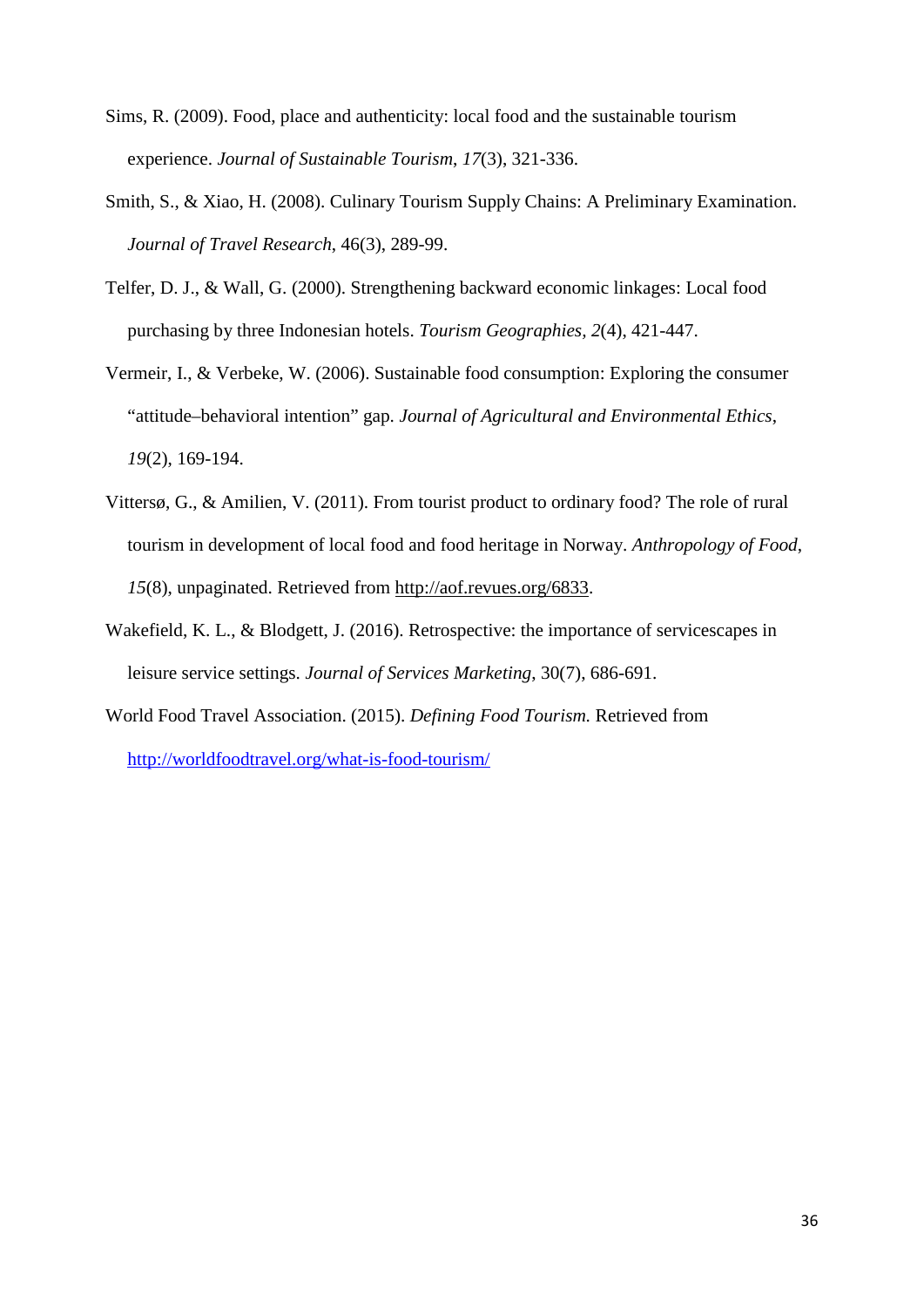Sims, R. (2009). Food, place and authenticity: local food and the sustainable tourism experience. *Journal of Sustainable Tourism*, *17*(3), 321-336.

Smith, S., & Xiao, H. (2008). Culinary Tourism Supply Chains: A Preliminary Examination. *Journal of Travel Research*, 46(3), 289-99.

Telfer, D. J., & Wall, G. (2000). Strengthening backward economic linkages: Local food purchasing by three Indonesian hotels. *Tourism Geographies*, *2*(4), 421-447.

Vermeir, I., & Verbeke, W. (2006). Sustainable food consumption: Exploring the consumer "attitude–behavioral intention" gap. *Journal of Agricultural and Environmental Ethics*, *19*(2), 169-194.

Vittersø, G., & Amilien, V. (2011). From tourist product to ordinary food? The role of rural tourism in development of local food and food heritage in Norway. *Anthropology of Food*, *15*(8), unpaginated. Retrieved from http://aof.revues.org/6833.

Wakefield, K. L., & Blodgett, J. (2016). Retrospective: the importance of servicescapes in leisure service settings. *Journal of Services Marketing*, 30(7), 686-691.

World Food Travel Association. (2015). *Defining Food Tourism*. Retrieved from http://worldfoodtravel.org/what-is-food-tourism/